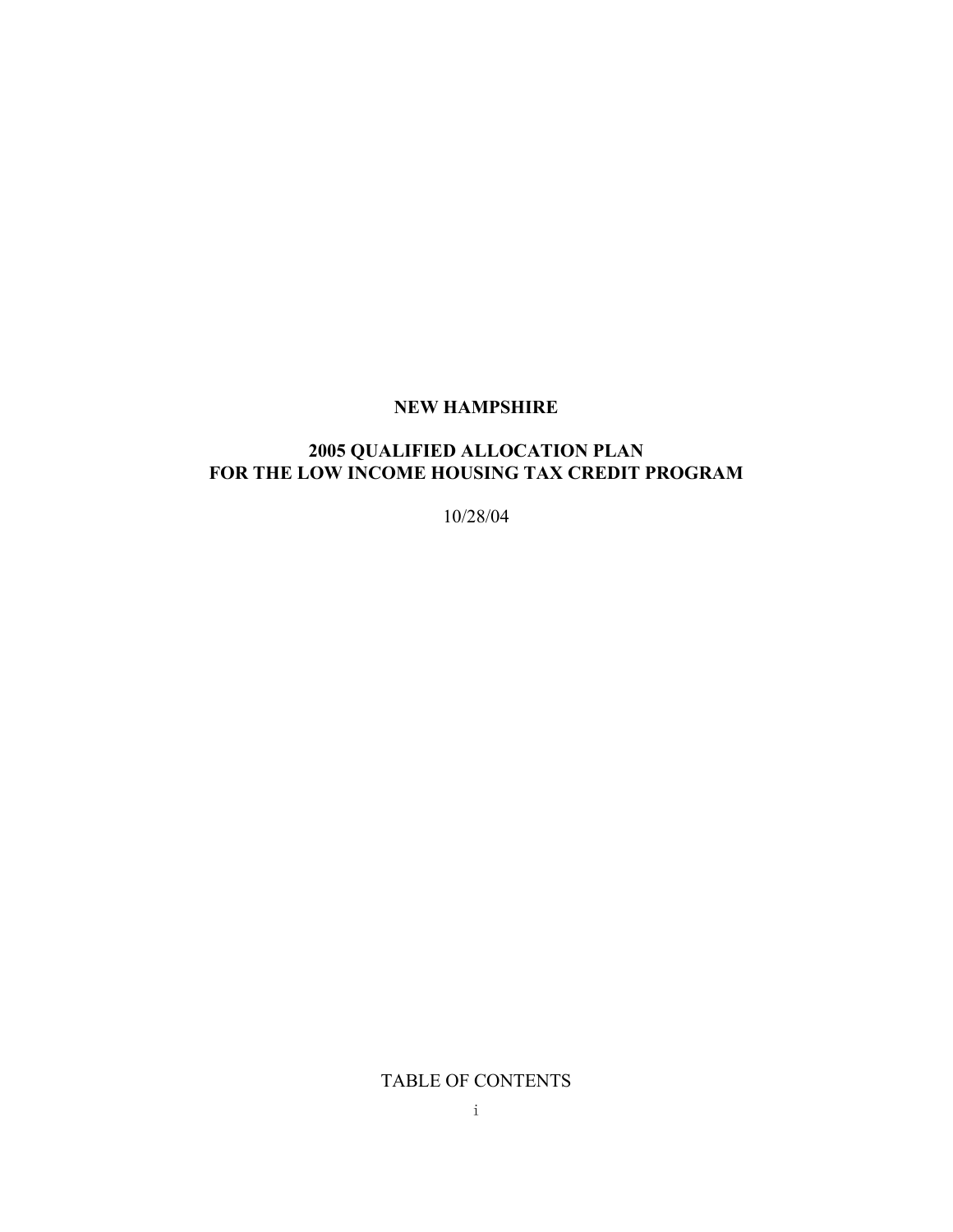# NEW HAMPSHIRE

## 2005 QUALIFIED ALLOCATION PLAN FOR THE LOW INCOME HOUSING TAX CREDIT PROGRAM

10/28/04

TABLE OF CONTENTS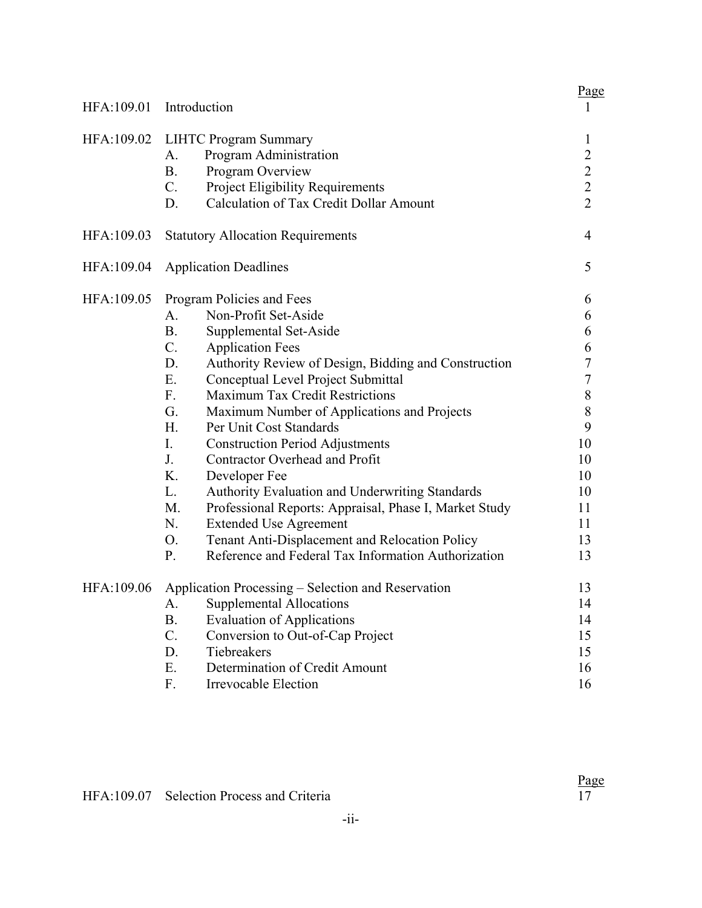| | | Page |
|---|---|---|
| HFA:109.01 | Introduction | 1 |
| HFA:109.02 | LIHTC Program Summary | 1 |
| | A. Program Administration | 2 |
| | B. Program Overview | 2 |
| | C. Project Eligibility Requirements | 2 |
| | D. Calculation of Tax Credit Dollar Amount | 2 |
| HFA:109.03 | Statutory Allocation Requirements | 4 |
| HFA:109.04 | Application Deadlines | 5 |
| HFA:109.05 | Program Policies and Fees | 6 |
| | A. Non-Profit Set-Aside | 6 |
| | B. Supplemental Set-Aside | 6 |
| | C. Application Fees | 6 |
| | D. Authority Review of Design, Bidding and Construction | 7 |
| | E. Conceptual Level Project Submittal | 7 |
| | F. Maximum Tax Credit Restrictions | 8 |
| | G. Maximum Number of Applications and Projects | 8 |
| | H. Per Unit Cost Standards | 9 |
| | I. Construction Period Adjustments | 10 |
| | J. Contractor Overhead and Profit | 10 |
| | K. Developer Fee | 10 |
| | L. Authority Evaluation and Underwriting Standards | 10 |
| | M. Professional Reports: Appraisal, Phase I, Market Study | 11 |
| | N. Extended Use Agreement | 11 |
| | O. Tenant Anti-Displacement and Relocation Policy | 13 |
| | P. Reference and Federal Tax Information Authorization | 13 |
| HFA:109.06 | Application Processing – Selection and Reservation | 13 |
| | A. Supplemental Allocations | 14 |
| | B. Evaluation of Applications | 14 |
| | C. Conversion to Out-of-Cap Project | 15 |
| | D. Tiebreakers | 15 |
| | E. Determination of Credit Amount | 16 |
| | F. Irrevocable Election | 16 |

| | | Page |
|---|---|---|
| HFA:109.07 | Selection Process and Criteria | 17 |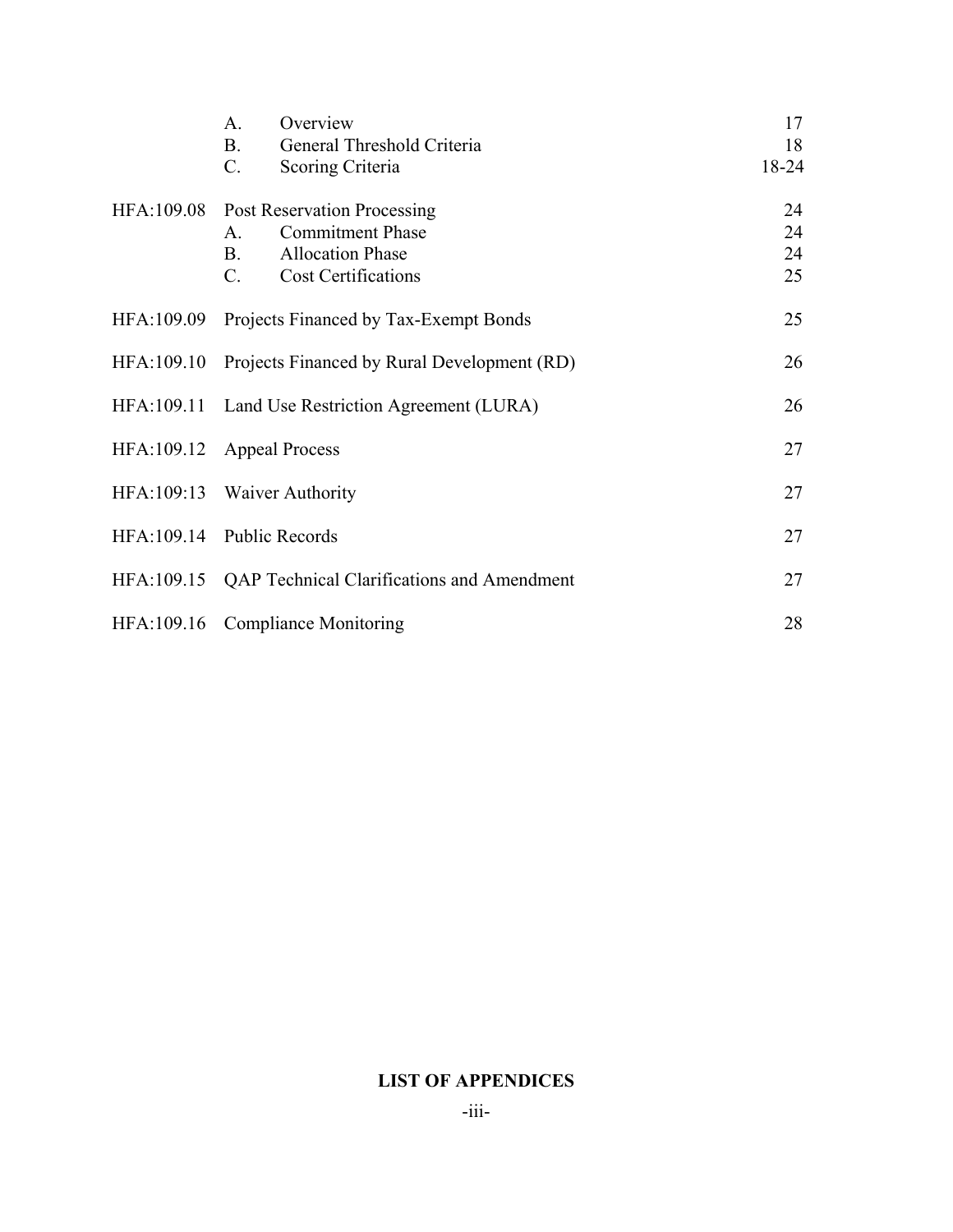| | | | |
|---|---|---|---|
| | A. | Overview | 17 |
| | B. | General Threshold Criteria | 18 |
| | C. | Scoring Criteria | 18-24 |
| HFA:109.08 | Post Reservation Processing | | 24 |
| | A. | Commitment Phase | 24 |
| | B. | Allocation Phase | 24 |
| | C. | Cost Certifications | 25 |
| HFA:109.09 | Projects Financed by Tax-Exempt Bonds | | 25 |
| HFA:109.10 | Projects Financed by Rural Development (RD) | | 26 |
| HFA:109.11 | Land Use Restriction Agreement (LURA) | | 26 |
| HFA:109.12 | Appeal Process | | 27 |
| HFA:109:13 | Waiver Authority | | 27 |
| HFA:109.14 | Public Records | | 27 |
| HFA:109.15 | QAP Technical Clarifications and Amendment | | 27 |
| HFA:109.16 | Compliance Monitoring | | 28 |

**LIST OF APPENDICES**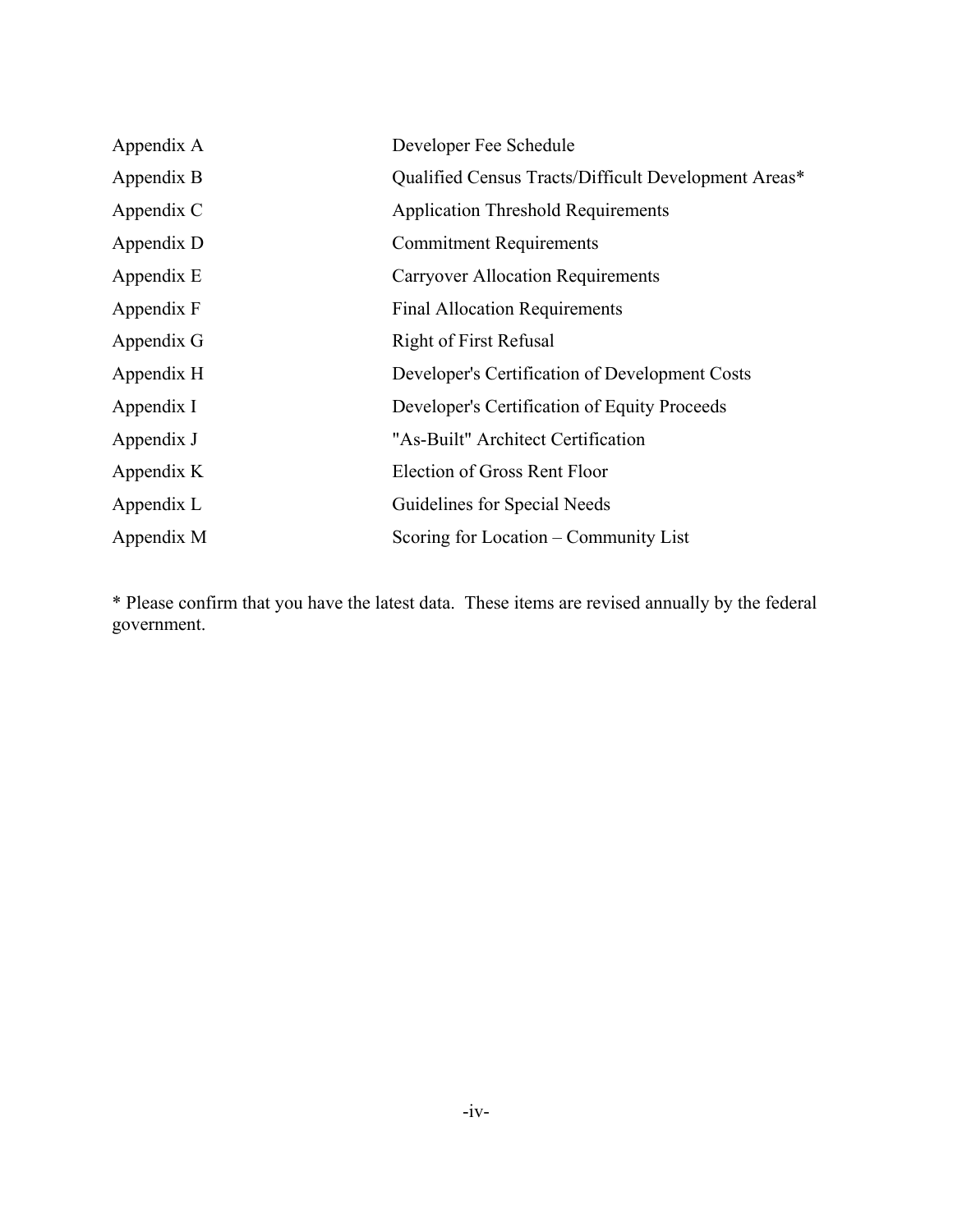| | |
|---|---|
| Appendix A | Developer Fee Schedule |
| Appendix B | Qualified Census Tracts/Difficult Development Areas* |
| Appendix C | Application Threshold Requirements |
| Appendix D | Commitment Requirements |
| Appendix E | Carryover Allocation Requirements |
| Appendix F | Final Allocation Requirements |
| Appendix G | Right of First Refusal |
| Appendix H | Developer's Certification of Development Costs |
| Appendix I | Developer's Certification of Equity Proceeds |
| Appendix J | "As-Built" Architect Certification |
| Appendix K | Election of Gross Rent Floor |
| Appendix L | Guidelines for Special Needs |
| Appendix M | Scoring for Location – Community List |

* Please confirm that you have the latest data. These items are revised annually by the federal government.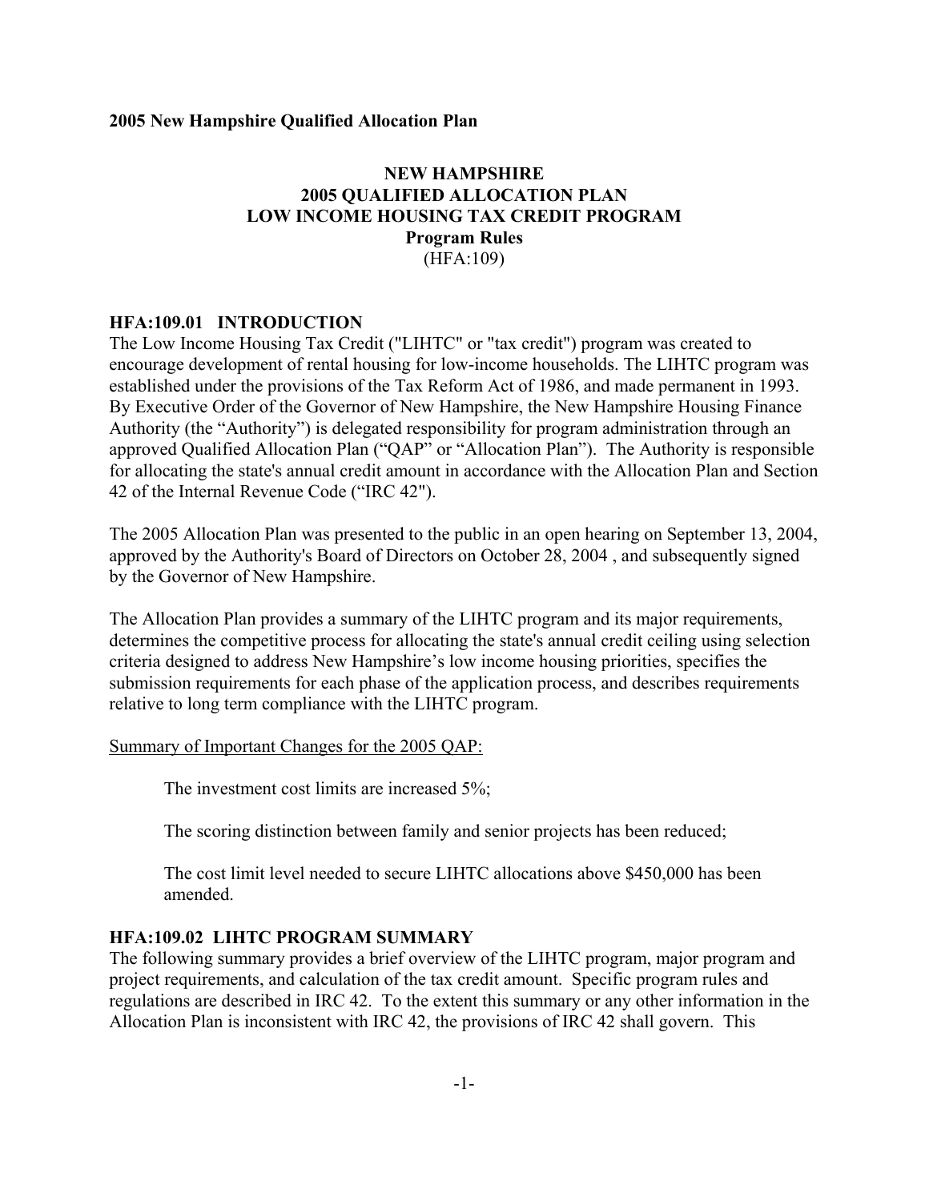**2005 New Hampshire Qualified Allocation Plan**

**NEW HAMPSHIRE**
**2005 QUALIFIED ALLOCATION PLAN**
**LOW INCOME HOUSING TAX CREDIT PROGRAM**
**Program Rules**
(HFA:109)

## HFA:109.01 INTRODUCTION

The Low Income Housing Tax Credit ("LIHTC" or "tax credit") program was created to encourage development of rental housing for low-income households. The LIHTC program was established under the provisions of the Tax Reform Act of 1986, and made permanent in 1993. By Executive Order of the Governor of New Hampshire, the New Hampshire Housing Finance Authority (the "Authority") is delegated responsibility for program administration through an approved Qualified Allocation Plan ("QAP" or "Allocation Plan"). The Authority is responsible for allocating the state's annual credit amount in accordance with the Allocation Plan and Section 42 of the Internal Revenue Code ("IRC 42").

The 2005 Allocation Plan was presented to the public in an open hearing on September 13, 2004, approved by the Authority's Board of Directors on October 28, 2004 , and subsequently signed by the Governor of New Hampshire.

The Allocation Plan provides a summary of the LIHTC program and its major requirements, determines the competitive process for allocating the state's annual credit ceiling using selection criteria designed to address New Hampshire's low income housing priorities, specifies the submission requirements for each phase of the application process, and describes requirements relative to long term compliance with the LIHTC program.

Summary of Important Changes for the 2005 QAP:

The investment cost limits are increased 5%;

The scoring distinction between family and senior projects has been reduced;

The cost limit level needed to secure LIHTC allocations above $450,000 has been amended.

## HFA:109.02 LIHTC PROGRAM SUMMARY

The following summary provides a brief overview of the LIHTC program, major program and project requirements, and calculation of the tax credit amount. Specific program rules and regulations are described in IRC 42. To the extent this summary or any other information in the Allocation Plan is inconsistent with IRC 42, the provisions of IRC 42 shall govern. This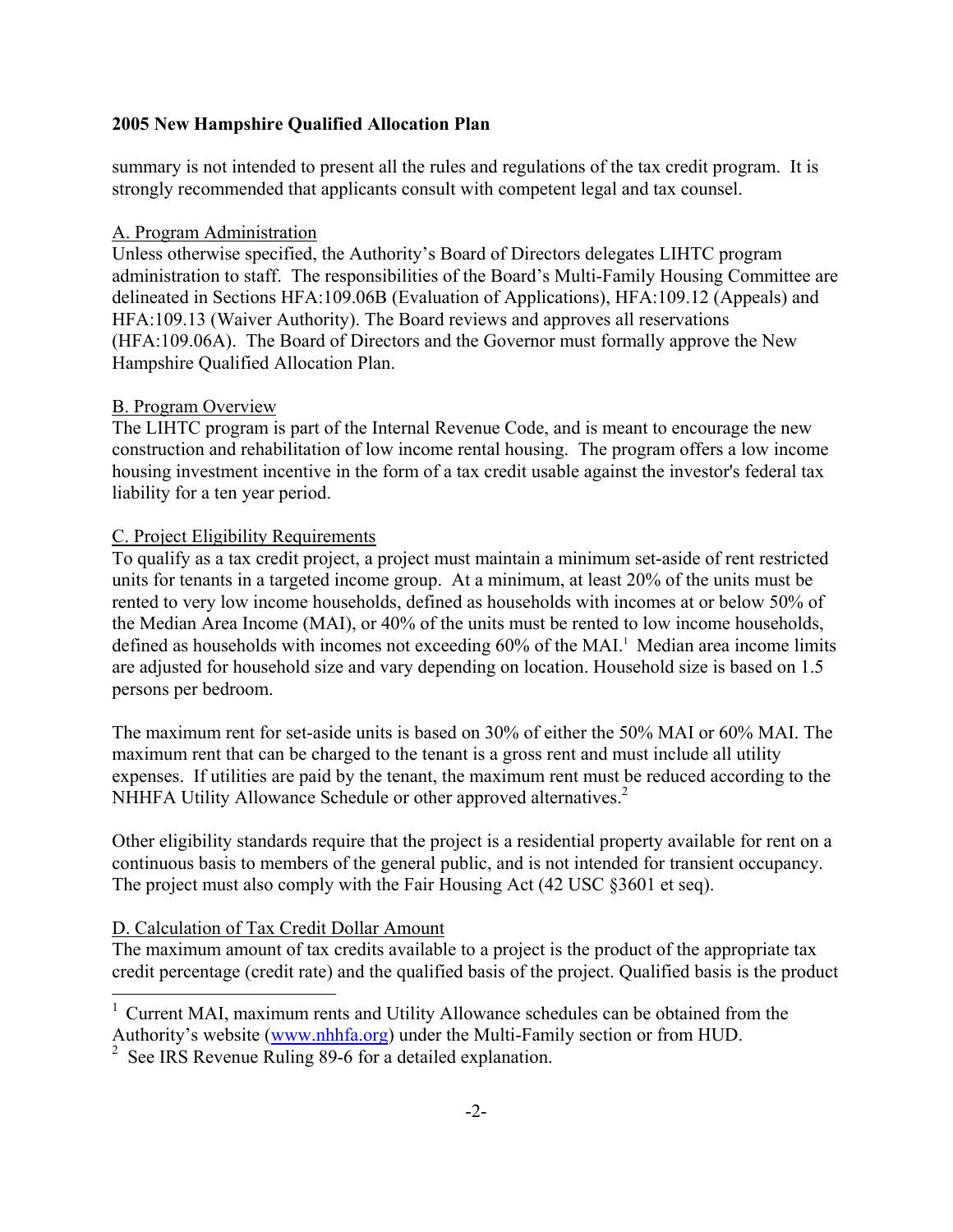summary is not intended to present all the rules and regulations of the tax credit program. It is strongly recommended that applicants consult with competent legal and tax counsel.

A. Program Administration

Unless otherwise specified, the Authority's Board of Directors delegates LIHTC program administration to staff. The responsibilities of the Board's Multi-Family Housing Committee are delineated in Sections HFA:109.06B (Evaluation of Applications), HFA:109.12 (Appeals) and HFA:109.13 (Waiver Authority). The Board reviews and approves all reservations (HFA:109.06A). The Board of Directors and the Governor must formally approve the New Hampshire Qualified Allocation Plan.

B. Program Overview

The LIHTC program is part of the Internal Revenue Code, and is meant to encourage the new construction and rehabilitation of low income rental housing. The program offers a low income housing investment incentive in the form of a tax credit usable against the investor's federal tax liability for a ten year period.

C. Project Eligibility Requirements

To qualify as a tax credit project, a project must maintain a minimum set-aside of rent restricted units for tenants in a targeted income group. At a minimum, at least 20% of the units must be rented to very low income households, defined as households with incomes at or below 50% of the Median Area Income (MAI), or 40% of the units must be rented to low income households, defined as households with incomes not exceeding 60% of the MAI.[1] Median area income limits are adjusted for household size and vary depending on location. Household size is based on 1.5 persons per bedroom.

The maximum rent for set-aside units is based on 30% of either the 50% MAI or 60% MAI. The maximum rent that can be charged to the tenant is a gross rent and must include all utility expenses. If utilities are paid by the tenant, the maximum rent must be reduced according to the NHHFA Utility Allowance Schedule or other approved alternatives.[2]

Other eligibility standards require that the project is a residential property available for rent on a continuous basis to members of the general public, and is not intended for transient occupancy. The project must also comply with the Fair Housing Act (42 USC §3601 et seq).

D. Calculation of Tax Credit Dollar Amount

The maximum amount of tax credits available to a project is the product of the appropriate tax credit percentage (credit rate) and the qualified basis of the project. Qualified basis is the product

[1] Current MAI, maximum rents and Utility Allowance schedules can be obtained from the Authority's website (www.nhhfa.org) under the Multi-Family section or from HUD.

[2] See IRS Revenue Ruling 89-6 for a detailed explanation.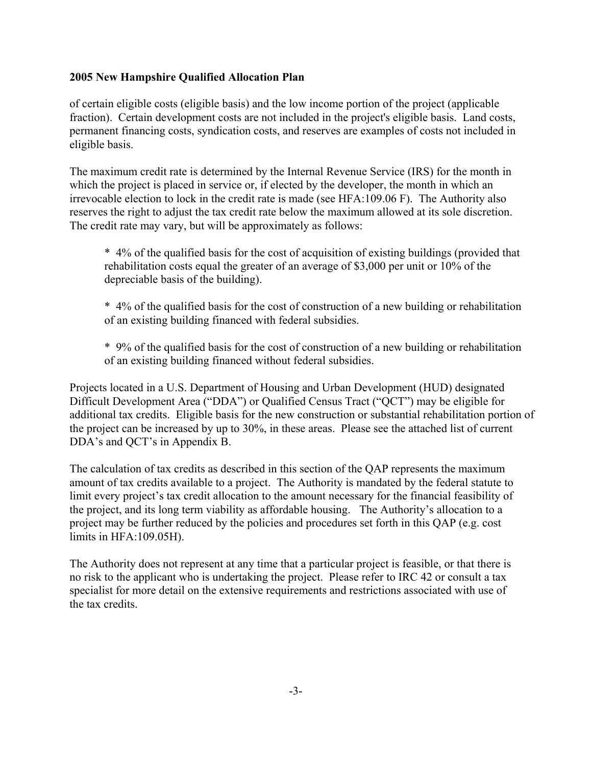of certain eligible costs (eligible basis) and the low income portion of the project (applicable fraction). Certain development costs are not included in the project's eligible basis. Land costs, permanent financing costs, syndication costs, and reserves are examples of costs not included in eligible basis.

The maximum credit rate is determined by the Internal Revenue Service (IRS) for the month in which the project is placed in service or, if elected by the developer, the month in which an irrevocable election to lock in the credit rate is made (see HFA:109.06 F). The Authority also reserves the right to adjust the tax credit rate below the maximum allowed at its sole discretion. The credit rate may vary, but will be approximately as follows:

* 4% of the qualified basis for the cost of acquisition of existing buildings (provided that rehabilitation costs equal the greater of an average of $3,000 per unit or 10% of the depreciable basis of the building).

* 4% of the qualified basis for the cost of construction of a new building or rehabilitation of an existing building financed with federal subsidies.

* 9% of the qualified basis for the cost of construction of a new building or rehabilitation of an existing building financed without federal subsidies.

Projects located in a U.S. Department of Housing and Urban Development (HUD) designated Difficult Development Area ("DDA") or Qualified Census Tract ("QCT") may be eligible for additional tax credits. Eligible basis for the new construction or substantial rehabilitation portion of the project can be increased by up to 30%, in these areas. Please see the attached list of current DDA's and QCT's in Appendix B.

The calculation of tax credits as described in this section of the QAP represents the maximum amount of tax credits available to a project. The Authority is mandated by the federal statute to limit every project's tax credit allocation to the amount necessary for the financial feasibility of the project, and its long term viability as affordable housing. The Authority's allocation to a project may be further reduced by the policies and procedures set forth in this QAP (e.g. cost limits in HFA:109.05H).

The Authority does not represent at any time that a particular project is feasible, or that there is no risk to the applicant who is undertaking the project. Please refer to IRC 42 or consult a tax specialist for more detail on the extensive requirements and restrictions associated with use of the tax credits.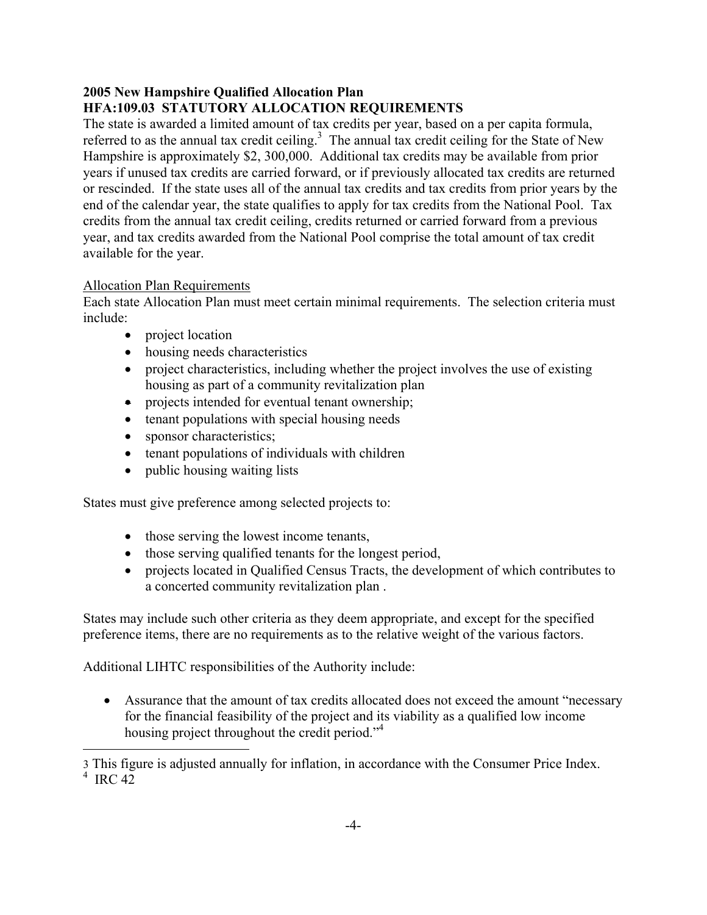**2005 New Hampshire Qualified Allocation Plan**
**HFA:109.03 STATUTORY ALLOCATION REQUIREMENTS**

The state is awarded a limited amount of tax credits per year, based on a per capita formula, referred to as the annual tax credit ceiling.[3] The annual tax credit ceiling for the State of New Hampshire is approximately $2, 300,000. Additional tax credits may be available from prior years if unused tax credits are carried forward, or if previously allocated tax credits are returned or rescinded. If the state uses all of the annual tax credits and tax credits from prior years by the end of the calendar year, the state qualifies to apply for tax credits from the National Pool. Tax credits from the annual tax credit ceiling, credits returned or carried forward from a previous year, and tax credits awarded from the National Pool comprise the total amount of tax credit available for the year.

Allocation Plan Requirements

Each state Allocation Plan must meet certain minimal requirements. The selection criteria must include:

- project location
- housing needs characteristics
- project characteristics, including whether the project involves the use of existing housing as part of a community revitalization plan
- projects intended for eventual tenant ownership;
- tenant populations with special housing needs
- sponsor characteristics;
- tenant populations of individuals with children
- public housing waiting lists

States must give preference among selected projects to:

- those serving the lowest income tenants,
- those serving qualified tenants for the longest period,
- projects located in Qualified Census Tracts, the development of which contributes to a concerted community revitalization plan .

States may include such other criteria as they deem appropriate, and except for the specified preference items, there are no requirements as to the relative weight of the various factors.

Additional LIHTC responsibilities of the Authority include:

- Assurance that the amount of tax credits allocated does not exceed the amount "necessary for the financial feasibility of the project and its viability as a qualified low income housing project throughout the credit period."[4]

---

[3] This figure is adjusted annually for inflation, in accordance with the Consumer Price Index.

[4] IRC 42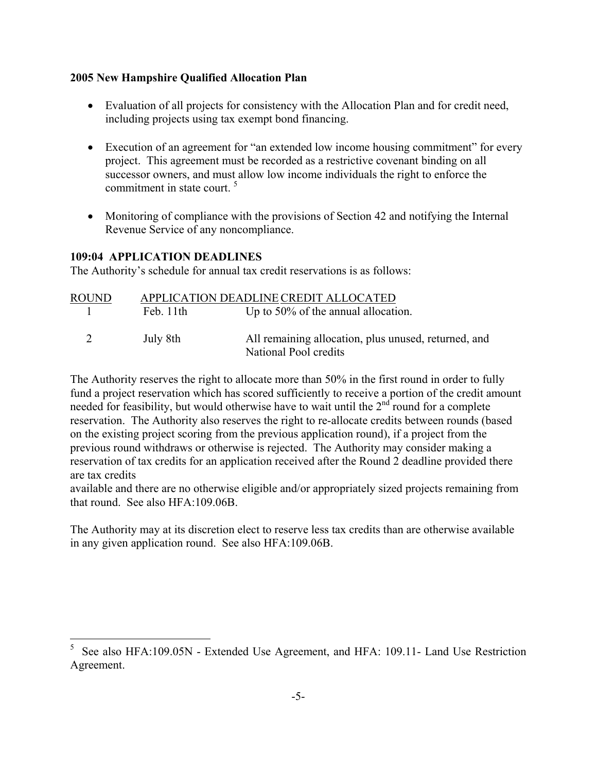**2005 New Hampshire Qualified Allocation Plan**

- Evaluation of all projects for consistency with the Allocation Plan and for credit need, including projects using tax exempt bond financing.
- Execution of an agreement for "an extended low income housing commitment" for every project. This agreement must be recorded as a restrictive covenant binding on all successor owners, and must allow low income individuals the right to enforce the commitment in state court. [5]
- Monitoring of compliance with the provisions of Section 42 and notifying the Internal Revenue Service of any noncompliance.

### 109:04 APPLICATION DEADLINES

The Authority's schedule for annual tax credit reservations is as follows:

| ROUND | APPLICATION DEADLINE | CREDIT ALLOCATED |
|---|---|---|
| 1 | Feb. 11th | Up to 50% of the annual allocation. |
| 2 | July 8th | All remaining allocation, plus unused, returned, and National Pool credits |

The Authority reserves the right to allocate more than 50% in the first round in order to fully fund a project reservation which has scored sufficiently to receive a portion of the credit amount needed for feasibility, but would otherwise have to wait until the 2nd round for a complete reservation. The Authority also reserves the right to re-allocate credits between rounds (based on the existing project scoring from the previous application round), if a project from the previous round withdraws or otherwise is rejected. The Authority may consider making a reservation of tax credits for an application received after the Round 2 deadline provided there are tax credits available and there are no otherwise eligible and/or appropriately sized projects remaining from that round. See also HFA:109.06B.

The Authority may at its discretion elect to reserve less tax credits than are otherwise available in any given application round. See also HFA:109.06B.

---

[5] See also HFA:109.05N - Extended Use Agreement, and HFA: 109.11- Land Use Restriction Agreement.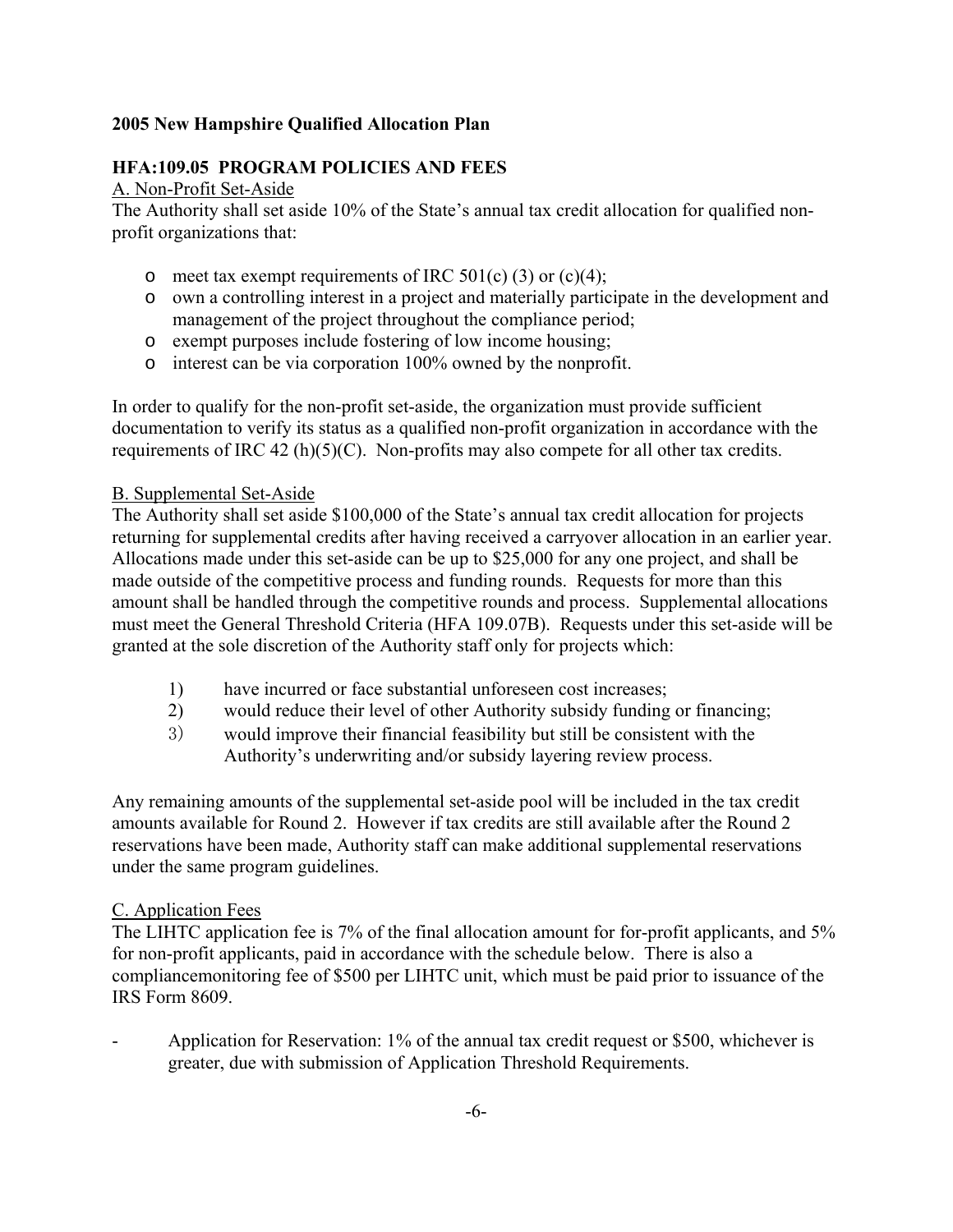**2005 New Hampshire Qualified Allocation Plan**

## HFA:109.05 PROGRAM POLICIES AND FEES

A. Non-Profit Set-Aside

The Authority shall set aside 10% of the State's annual tax credit allocation for qualified non-profit organizations that:

- meet tax exempt requirements of IRC 501(c) (3) or (c)(4);
- own a controlling interest in a project and materially participate in the development and management of the project throughout the compliance period;
- exempt purposes include fostering of low income housing;
- interest can be via corporation 100% owned by the nonprofit.

In order to qualify for the non-profit set-aside, the organization must provide sufficient documentation to verify its status as a qualified non-profit organization in accordance with the requirements of IRC 42 (h)(5)(C). Non-profits may also compete for all other tax credits.

B. Supplemental Set-Aside

The Authority shall set aside $100,000 of the State's annual tax credit allocation for projects returning for supplemental credits after having received a carryover allocation in an earlier year. Allocations made under this set-aside can be up to $25,000 for any one project, and shall be made outside of the competitive process and funding rounds. Requests for more than this amount shall be handled through the competitive rounds and process. Supplemental allocations must meet the General Threshold Criteria (HFA 109.07B). Requests under this set-aside will be granted at the sole discretion of the Authority staff only for projects which:

1) have incurred or face substantial unforeseen cost increases;
2) would reduce their level of other Authority subsidy funding or financing;
3) would improve their financial feasibility but still be consistent with the Authority's underwriting and/or subsidy layering review process.

Any remaining amounts of the supplemental set-aside pool will be included in the tax credit amounts available for Round 2. However if tax credits are still available after the Round 2 reservations have been made, Authority staff can make additional supplemental reservations under the same program guidelines.

C. Application Fees

The LIHTC application fee is 7% of the final allocation amount for for-profit applicants, and 5% for non-profit applicants, paid in accordance with the schedule below. There is also a compliancemonitoring fee of $500 per LIHTC unit, which must be paid prior to issuance of the IRS Form 8609.

- Application for Reservation: 1% of the annual tax credit request or $500, whichever is greater, due with submission of Application Threshold Requirements.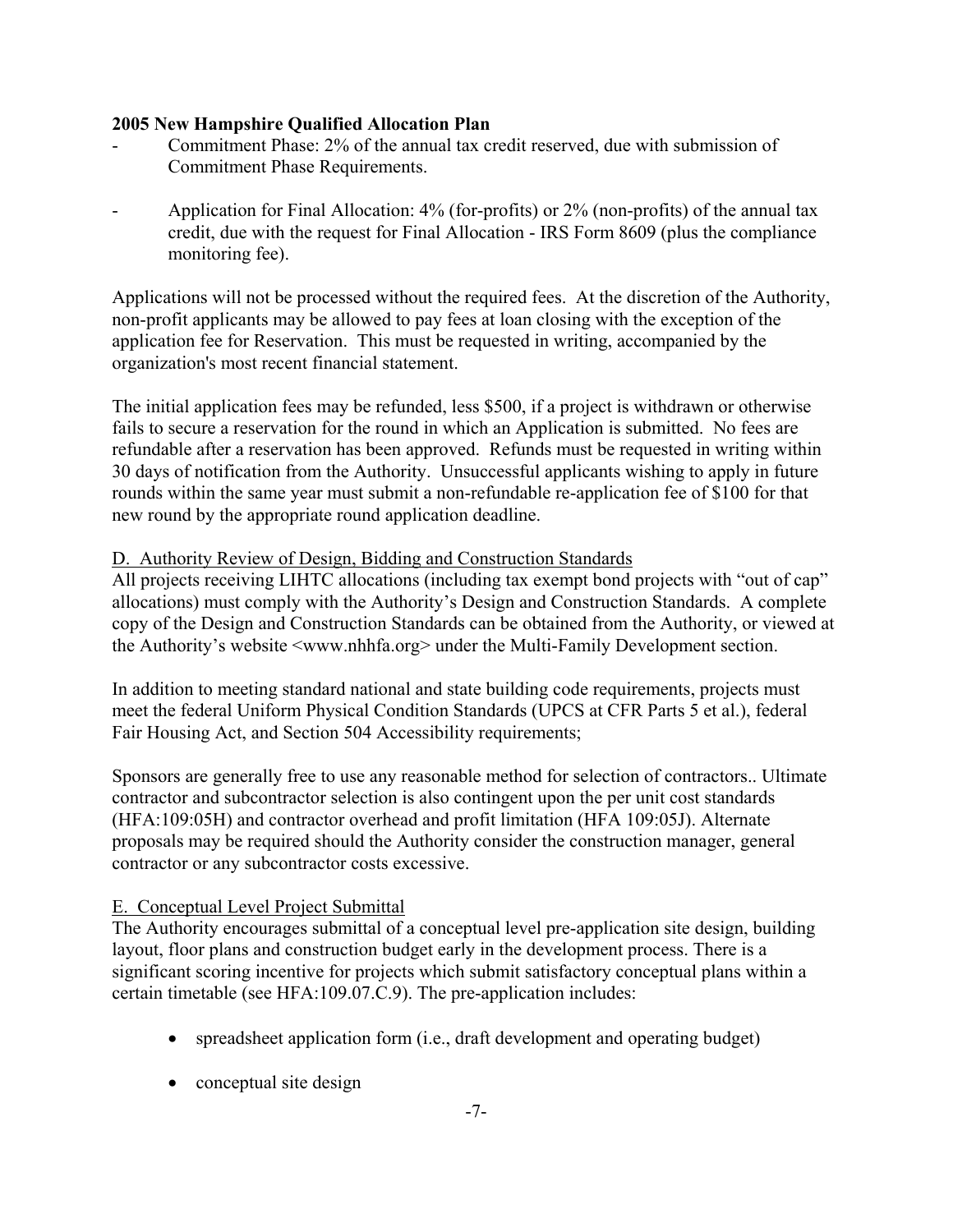- Commitment Phase: 2% of the annual tax credit reserved, due with submission of Commitment Phase Requirements.

- Application for Final Allocation: 4% (for-profits) or 2% (non-profits) of the annual tax credit, due with the request for Final Allocation - IRS Form 8609 (plus the compliance monitoring fee).

Applications will not be processed without the required fees. At the discretion of the Authority, non-profit applicants may be allowed to pay fees at loan closing with the exception of the application fee for Reservation. This must be requested in writing, accompanied by the organization's most recent financial statement.

The initial application fees may be refunded, less $500, if a project is withdrawn or otherwise fails to secure a reservation for the round in which an Application is submitted. No fees are refundable after a reservation has been approved. Refunds must be requested in writing within 30 days of notification from the Authority. Unsuccessful applicants wishing to apply in future rounds within the same year must submit a non-refundable re-application fee of $100 for that new round by the appropriate round application deadline.

D. Authority Review of Design, Bidding and Construction Standards

All projects receiving LIHTC allocations (including tax exempt bond projects with "out of cap" allocations) must comply with the Authority's Design and Construction Standards. A complete copy of the Design and Construction Standards can be obtained from the Authority, or viewed at the Authority's website <www.nhhfa.org> under the Multi-Family Development section.

In addition to meeting standard national and state building code requirements, projects must meet the federal Uniform Physical Condition Standards (UPCS at CFR Parts 5 et al.), federal Fair Housing Act, and Section 504 Accessibility requirements;

Sponsors are generally free to use any reasonable method for selection of contractors.. Ultimate contractor and subcontractor selection is also contingent upon the per unit cost standards (HFA:109:05H) and contractor overhead and profit limitation (HFA 109:05J). Alternate proposals may be required should the Authority consider the construction manager, general contractor or any subcontractor costs excessive.

E. Conceptual Level Project Submittal

The Authority encourages submittal of a conceptual level pre-application site design, building layout, floor plans and construction budget early in the development process. There is a significant scoring incentive for projects which submit satisfactory conceptual plans within a certain timetable (see HFA:109.07.C.9). The pre-application includes:

- spreadsheet application form (i.e., draft development and operating budget)

- conceptual site design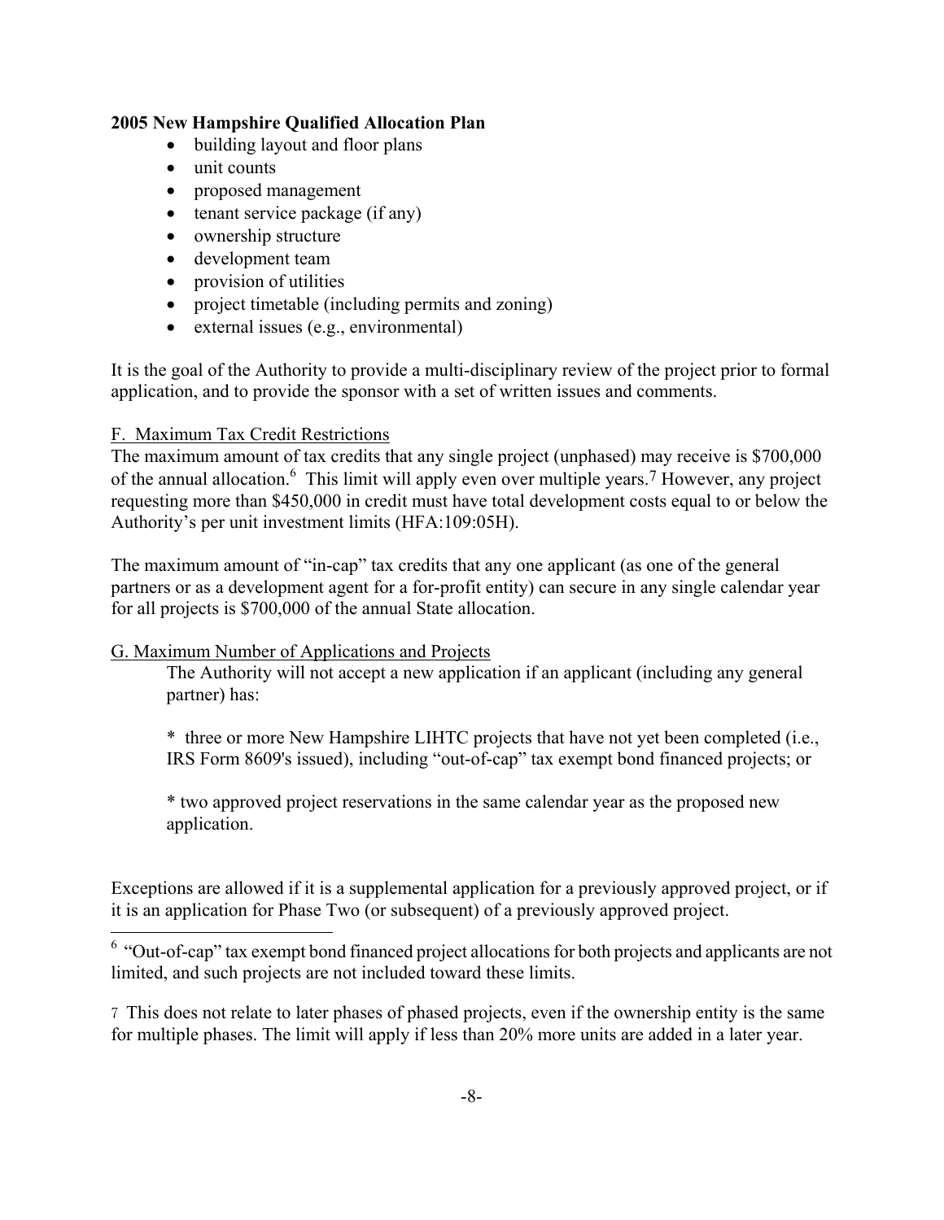- building layout and floor plans
- unit counts
- proposed management
- tenant service package (if any)
- ownership structure
- development team
- provision of utilities
- project timetable (including permits and zoning)
- external issues (e.g., environmental)

It is the goal of the Authority to provide a multi-disciplinary review of the project prior to formal application, and to provide the sponsor with a set of written issues and comments.

F. Maximum Tax Credit Restrictions

The maximum amount of tax credits that any single project (unphased) may receive is $700,000 of the annual allocation.[6] This limit will apply even over multiple years.[7] However, any project requesting more than $450,000 in credit must have total development costs equal to or below the Authority's per unit investment limits (HFA:109:05H).

The maximum amount of "in-cap" tax credits that any one applicant (as one of the general partners or as a development agent for a for-profit entity) can secure in any single calendar year for all projects is $700,000 of the annual State allocation.

G. Maximum Number of Applications and Projects

The Authority will not accept a new application if an applicant (including any general partner) has:

* three or more New Hampshire LIHTC projects that have not yet been completed (i.e., IRS Form 8609's issued), including "out-of-cap" tax exempt bond financed projects; or

* two approved project reservations in the same calendar year as the proposed new application.

Exceptions are allowed if it is a supplemental application for a previously approved project, or if it is an application for Phase Two (or subsequent) of a previously approved project.

---

[6] "Out-of-cap" tax exempt bond financed project allocations for both projects and applicants are not limited, and such projects are not included toward these limits.

[7] This does not relate to later phases of phased projects, even if the ownership entity is the same for multiple phases. The limit will apply if less than 20% more units are added in a later year.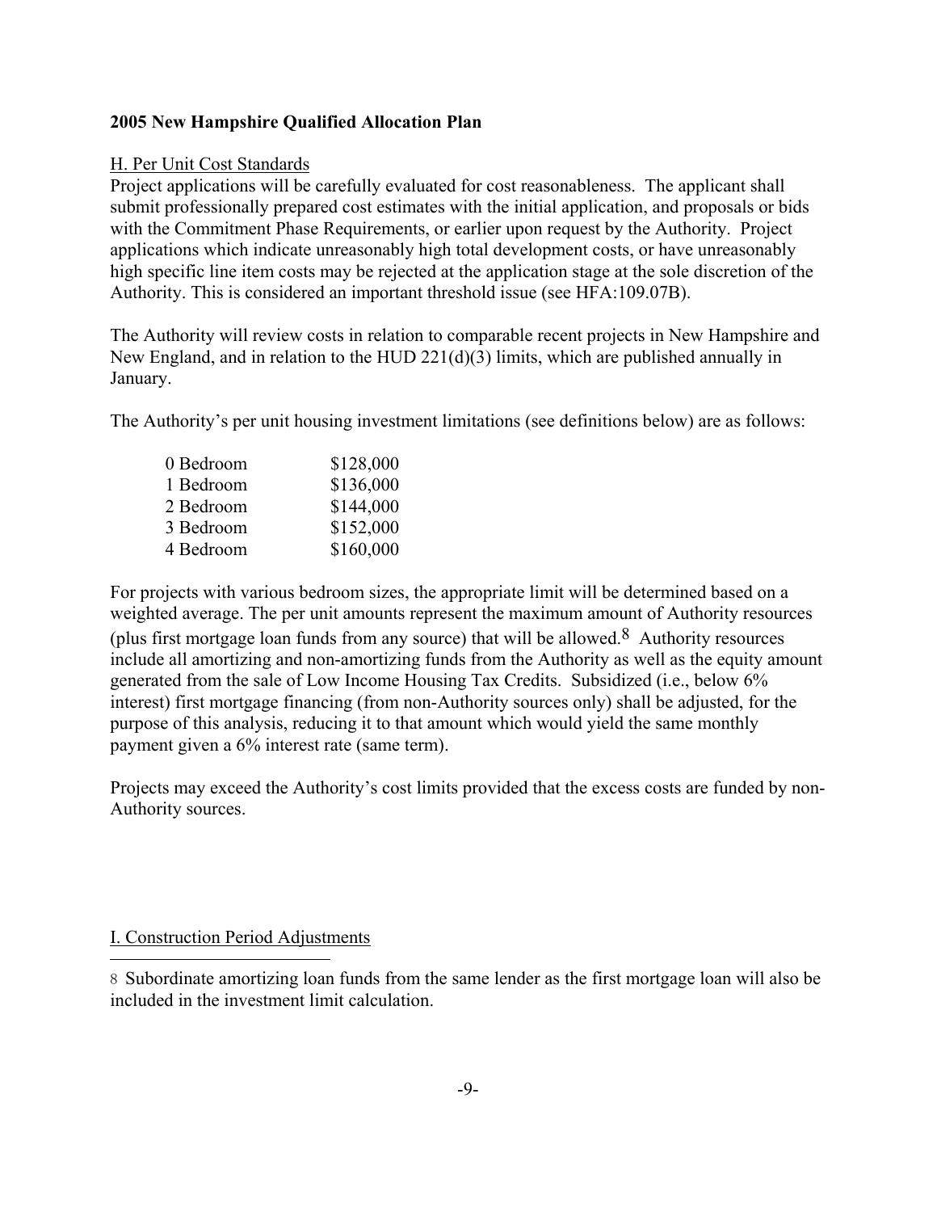**2005 New Hampshire Qualified Allocation Plan**

H. Per Unit Cost Standards

Project applications will be carefully evaluated for cost reasonableness. The applicant shall submit professionally prepared cost estimates with the initial application, and proposals or bids with the Commitment Phase Requirements, or earlier upon request by the Authority. Project applications which indicate unreasonably high total development costs, or have unreasonably high specific line item costs may be rejected at the application stage at the sole discretion of the Authority. This is considered an important threshold issue (see HFA:109.07B).

The Authority will review costs in relation to comparable recent projects in New Hampshire and New England, and in relation to the HUD 221(d)(3) limits, which are published annually in January.

The Authority's per unit housing investment limitations (see definitions below) are as follows:

| | |
|---|---|
| 0 Bedroom | $128,000 |
| 1 Bedroom | $136,000 |
| 2 Bedroom | $144,000 |
| 3 Bedroom | $152,000 |
| 4 Bedroom | $160,000 |

For projects with various bedroom sizes, the appropriate limit will be determined based on a weighted average. The per unit amounts represent the maximum amount of Authority resources (plus first mortgage loan funds from any source) that will be allowed.[8] Authority resources include all amortizing and non-amortizing funds from the Authority as well as the equity amount generated from the sale of Low Income Housing Tax Credits. Subsidized (i.e., below 6% interest) first mortgage financing (from non-Authority sources only) shall be adjusted, for the purpose of this analysis, reducing it to that amount which would yield the same monthly payment given a 6% interest rate (same term).

Projects may exceed the Authority's cost limits provided that the excess costs are funded by non-Authority sources.

I. Construction Period Adjustments

[8] Subordinate amortizing loan funds from the same lender as the first mortgage loan will also be included in the investment limit calculation.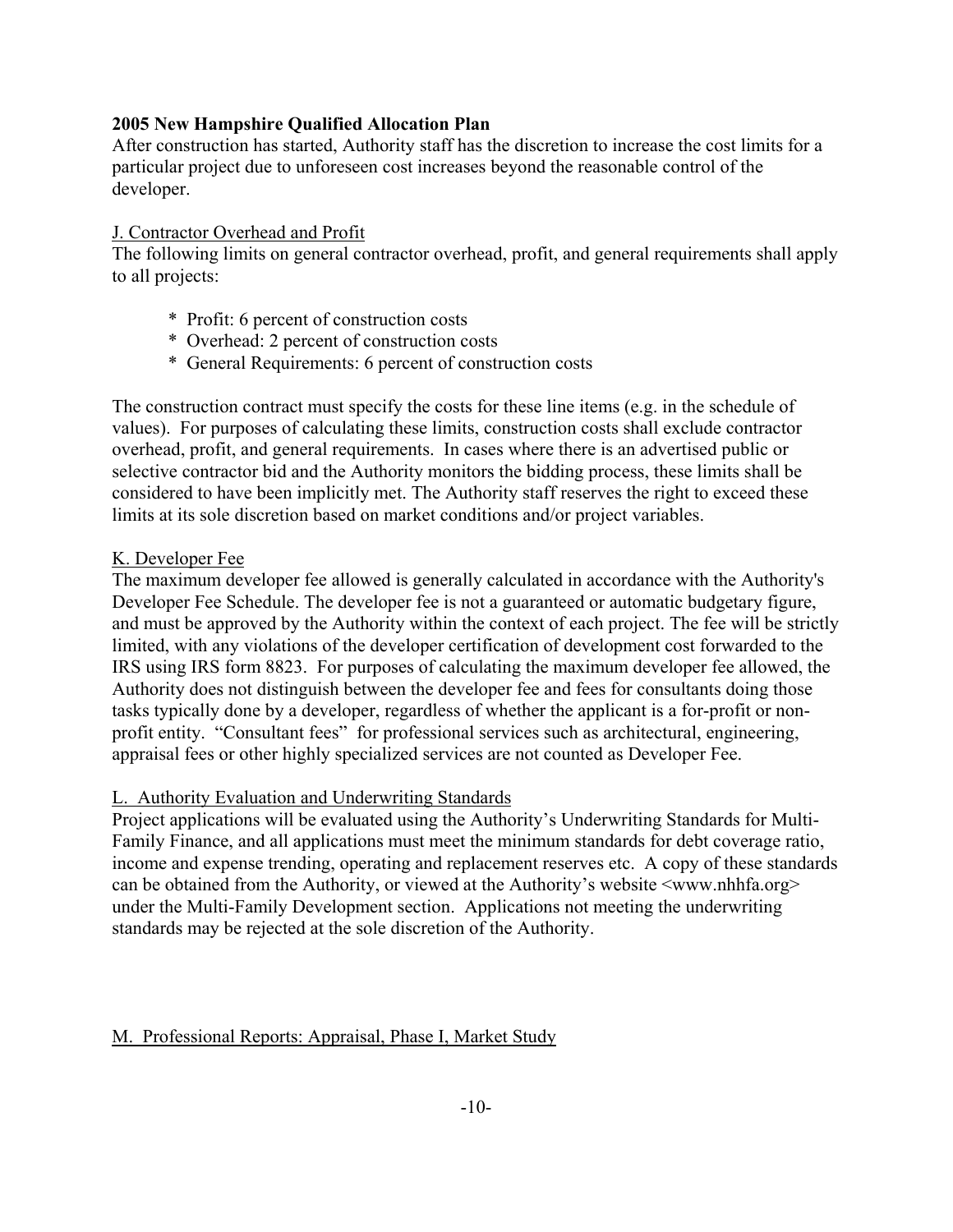After construction has started, Authority staff has the discretion to increase the cost limits for a particular project due to unforeseen cost increases beyond the reasonable control of the developer.

## J. Contractor Overhead and Profit

The following limits on general contractor overhead, profit, and general requirements shall apply to all projects:

- Profit: 6 percent of construction costs
- Overhead: 2 percent of construction costs
- General Requirements: 6 percent of construction costs

The construction contract must specify the costs for these line items (e.g. in the schedule of values). For purposes of calculating these limits, construction costs shall exclude contractor overhead, profit, and general requirements. In cases where there is an advertised public or selective contractor bid and the Authority monitors the bidding process, these limits shall be considered to have been implicitly met. The Authority staff reserves the right to exceed these limits at its sole discretion based on market conditions and/or project variables.

## K. Developer Fee

The maximum developer fee allowed is generally calculated in accordance with the Authority's Developer Fee Schedule. The developer fee is not a guaranteed or automatic budgetary figure, and must be approved by the Authority within the context of each project. The fee will be strictly limited, with any violations of the developer certification of development cost forwarded to the IRS using IRS form 8823. For purposes of calculating the maximum developer fee allowed, the Authority does not distinguish between the developer fee and fees for consultants doing those tasks typically done by a developer, regardless of whether the applicant is a for-profit or non-profit entity. "Consultant fees" for professional services such as architectural, engineering, appraisal fees or other highly specialized services are not counted as Developer Fee.

## L. Authority Evaluation and Underwriting Standards

Project applications will be evaluated using the Authority's Underwriting Standards for Multi-Family Finance, and all applications must meet the minimum standards for debt coverage ratio, income and expense trending, operating and replacement reserves etc. A copy of these standards can be obtained from the Authority, or viewed at the Authority's website <www.nhhfa.org> under the Multi-Family Development section. Applications not meeting the underwriting standards may be rejected at the sole discretion of the Authority.

## M. Professional Reports: Appraisal, Phase I, Market Study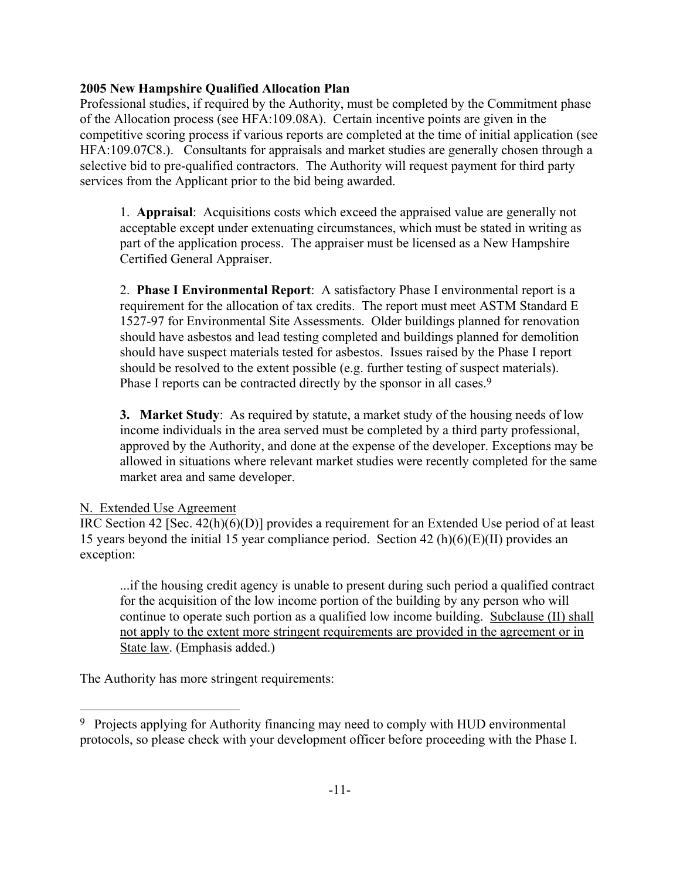**2005 New Hampshire Qualified Allocation Plan**

Professional studies, if required by the Authority, must be completed by the Commitment phase of the Allocation process (see HFA:109.08A). Certain incentive points are given in the competitive scoring process if various reports are completed at the time of initial application (see HFA:109.07C8.). Consultants for appraisals and market studies are generally chosen through a selective bid to pre-qualified contractors. The Authority will request payment for third party services from the Applicant prior to the bid being awarded.

1. **Appraisal**: Acquisitions costs which exceed the appraised value are generally not acceptable except under extenuating circumstances, which must be stated in writing as part of the application process. The appraiser must be licensed as a New Hampshire Certified General Appraiser.

2. **Phase I Environmental Report**: A satisfactory Phase I environmental report is a requirement for the allocation of tax credits. The report must meet ASTM Standard E 1527-97 for Environmental Site Assessments. Older buildings planned for renovation should have asbestos and lead testing completed and buildings planned for demolition should have suspect materials tested for asbestos. Issues raised by the Phase I report should be resolved to the extent possible (e.g. further testing of suspect materials). Phase I reports can be contracted directly by the sponsor in all cases.[9]

3. **Market Study**: As required by statute, a market study of the housing needs of low income individuals in the area served must be completed by a third party professional, approved by the Authority, and done at the expense of the developer. Exceptions may be allowed in situations where relevant market studies were recently completed for the same market area and same developer.

N. Extended Use Agreement

IRC Section 42 [Sec. 42(h)(6)(D)] provides a requirement for an Extended Use period of at least 15 years beyond the initial 15 year compliance period. Section 42 (h)(6)(E)(II) provides an exception:

> ...if the housing credit agency is unable to present during such period a qualified contract for the acquisition of the low income portion of the building by any person who will continue to operate such portion as a qualified low income building. Subclause (II) shall not apply to the extent more stringent requirements are provided in the agreement or in State law. (Emphasis added.)

The Authority has more stringent requirements:

---

[9] Projects applying for Authority financing may need to comply with HUD environmental protocols, so please check with your development officer before proceeding with the Phase I.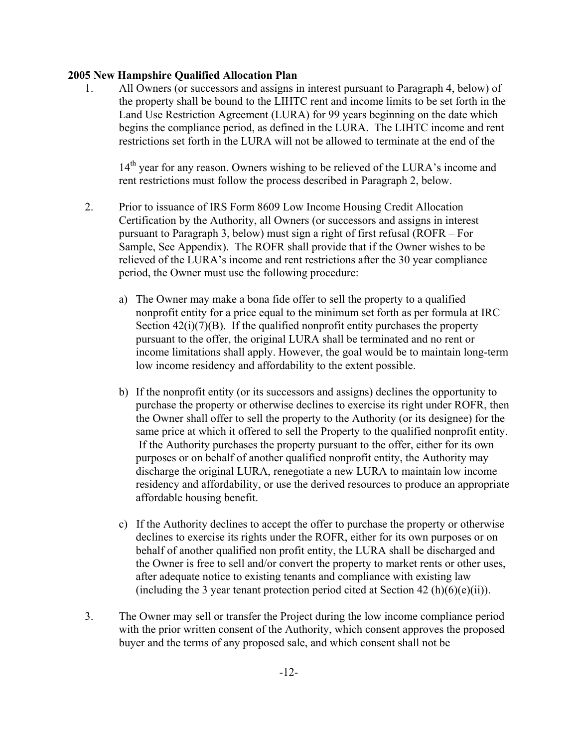**2005 New Hampshire Qualified Allocation Plan**

1. All Owners (or successors and assigns in interest pursuant to Paragraph 4, below) of the property shall be bound to the LIHTC rent and income limits to be set forth in the Land Use Restriction Agreement (LURA) for 99 years beginning on the date which begins the compliance period, as defined in the LURA. The LIHTC income and rent restrictions set forth in the LURA will not be allowed to terminate at the end of the 14th year for any reason. Owners wishing to be relieved of the LURA's income and rent restrictions must follow the process described in Paragraph 2, below.

2. Prior to issuance of IRS Form 8609 Low Income Housing Credit Allocation Certification by the Authority, all Owners (or successors and assigns in interest pursuant to Paragraph 3, below) must sign a right of first refusal (ROFR – For Sample, See Appendix). The ROFR shall provide that if the Owner wishes to be relieved of the LURA's income and rent restrictions after the 30 year compliance period, the Owner must use the following procedure:

   a) The Owner may make a bona fide offer to sell the property to a qualified nonprofit entity for a price equal to the minimum set forth as per formula at IRC Section 42(i)(7)(B). If the qualified nonprofit entity purchases the property pursuant to the offer, the original LURA shall be terminated and no rent or income limitations shall apply. However, the goal would be to maintain long-term low income residency and affordability to the extent possible.

   b) If the nonprofit entity (or its successors and assigns) declines the opportunity to purchase the property or otherwise declines to exercise its right under ROFR, then the Owner shall offer to sell the property to the Authority (or its designee) for the same price at which it offered to sell the Property to the qualified nonprofit entity. If the Authority purchases the property pursuant to the offer, either for its own purposes or on behalf of another qualified nonprofit entity, the Authority may discharge the original LURA, renegotiate a new LURA to maintain low income residency and affordability, or use the derived resources to produce an appropriate affordable housing benefit.

   c) If the Authority declines to accept the offer to purchase the property or otherwise declines to exercise its rights under the ROFR, either for its own purposes or on behalf of another qualified non profit entity, the LURA shall be discharged and the Owner is free to sell and/or convert the property to market rents or other uses, after adequate notice to existing tenants and compliance with existing law (including the 3 year tenant protection period cited at Section 42 (h)(6)(e)(ii)).

3. The Owner may sell or transfer the Project during the low income compliance period with the prior written consent of the Authority, which consent approves the proposed buyer and the terms of any proposed sale, and which consent shall not be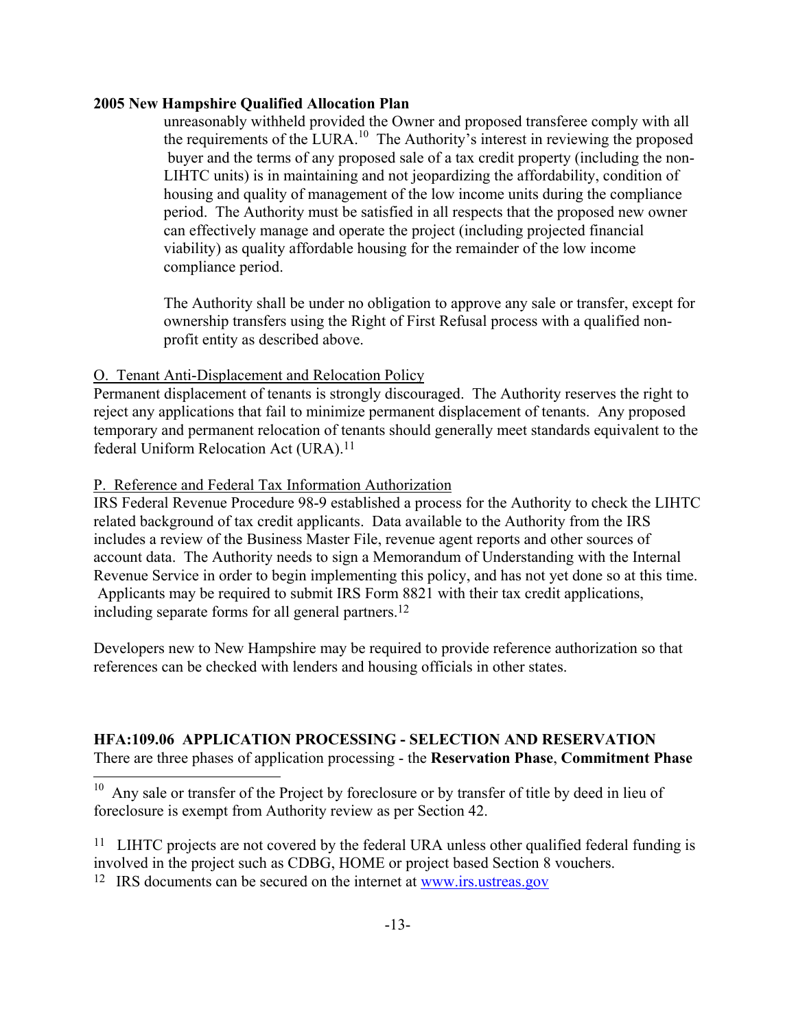unreasonably withheld provided the Owner and proposed transferee comply with all the requirements of the LURA.[10] The Authority's interest in reviewing the proposed buyer and the terms of any proposed sale of a tax credit property (including the non-LIHTC units) is in maintaining and not jeopardizing the affordability, condition of housing and quality of management of the low income units during the compliance period. The Authority must be satisfied in all respects that the proposed new owner can effectively manage and operate the project (including projected financial viability) as quality affordable housing for the remainder of the low income compliance period.

The Authority shall be under no obligation to approve any sale or transfer, except for ownership transfers using the Right of First Refusal process with a qualified non-profit entity as described above.

O. Tenant Anti-Displacement and Relocation Policy

Permanent displacement of tenants is strongly discouraged. The Authority reserves the right to reject any applications that fail to minimize permanent displacement of tenants. Any proposed temporary and permanent relocation of tenants should generally meet standards equivalent to the federal Uniform Relocation Act (URA).[11]

P. Reference and Federal Tax Information Authorization

IRS Federal Revenue Procedure 98-9 established a process for the Authority to check the LIHTC related background of tax credit applicants. Data available to the Authority from the IRS includes a review of the Business Master File, revenue agent reports and other sources of account data. The Authority needs to sign a Memorandum of Understanding with the Internal Revenue Service in order to begin implementing this policy, and has not yet done so at this time. Applicants may be required to submit IRS Form 8821 with their tax credit applications, including separate forms for all general partners.[12]

Developers new to New Hampshire may be required to provide reference authorization so that references can be checked with lenders and housing officials in other states.

## HFA:109.06 APPLICATION PROCESSING - SELECTION AND RESERVATION

There are three phases of application processing - the **Reservation Phase**, **Commitment Phase**

---

[10] Any sale or transfer of the Project by foreclosure or by transfer of title by deed in lieu of foreclosure is exempt from Authority review as per Section 42.

[11] LIHTC projects are not covered by the federal URA unless other qualified federal funding is involved in the project such as CDBG, HOME or project based Section 8 vouchers.

[12] IRS documents can be secured on the internet at www.irs.ustreas.gov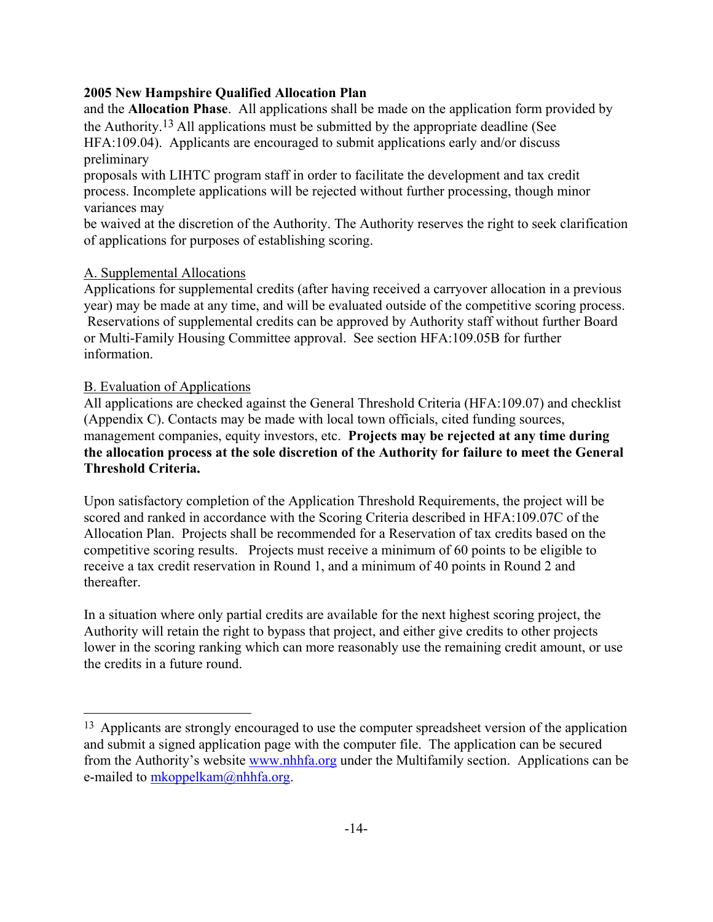and the **Allocation Phase**. All applications shall be made on the application form provided by the Authority.[13] All applications must be submitted by the appropriate deadline (See HFA:109.04). Applicants are encouraged to submit applications early and/or discuss preliminary proposals with LIHTC program staff in order to facilitate the development and tax credit process. Incomplete applications will be rejected without further processing, though minor variances may be waived at the discretion of the Authority. The Authority reserves the right to seek clarification of applications for purposes of establishing scoring.

A. Supplemental Allocations

Applications for supplemental credits (after having received a carryover allocation in a previous year) may be made at any time, and will be evaluated outside of the competitive scoring process. Reservations of supplemental credits can be approved by Authority staff without further Board or Multi-Family Housing Committee approval. See section HFA:109.05B for further information.

B. Evaluation of Applications

All applications are checked against the General Threshold Criteria (HFA:109.07) and checklist (Appendix C). Contacts may be made with local town officials, cited funding sources, management companies, equity investors, etc. **Projects may be rejected at any time during the allocation process at the sole discretion of the Authority for failure to meet the General Threshold Criteria.**

Upon satisfactory completion of the Application Threshold Requirements, the project will be scored and ranked in accordance with the Scoring Criteria described in HFA:109.07C of the Allocation Plan. Projects shall be recommended for a Reservation of tax credits based on the competitive scoring results. Projects must receive a minimum of 60 points to be eligible to receive a tax credit reservation in Round 1, and a minimum of 40 points in Round 2 and thereafter.

In a situation where only partial credits are available for the next highest scoring project, the Authority will retain the right to bypass that project, and either give credits to other projects lower in the scoring ranking which can more reasonably use the remaining credit amount, or use the credits in a future round.

---

[13] Applicants are strongly encouraged to use the computer spreadsheet version of the application and submit a signed application page with the computer file. The application can be secured from the Authority's website www.nhhfa.org under the Multifamily section. Applications can be e-mailed to mkoppelkam@nhhfa.org.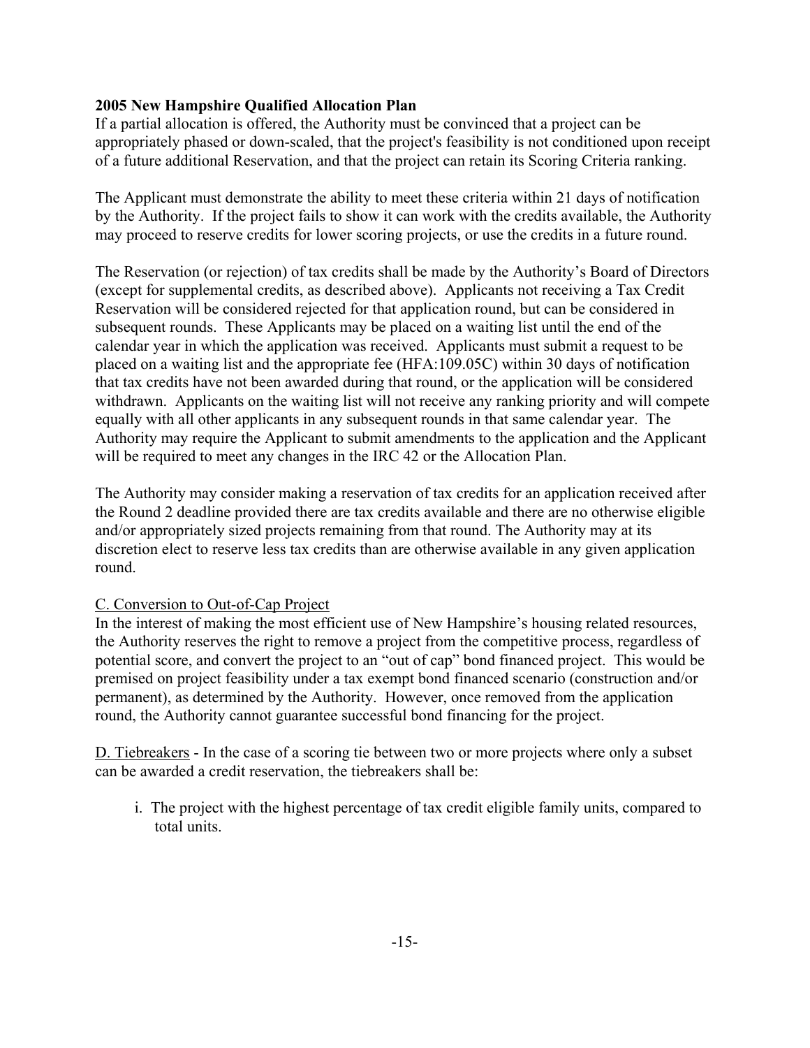If a partial allocation is offered, the Authority must be convinced that a project can be appropriately phased or down-scaled, that the project's feasibility is not conditioned upon receipt of a future additional Reservation, and that the project can retain its Scoring Criteria ranking.

The Applicant must demonstrate the ability to meet these criteria within 21 days of notification by the Authority. If the project fails to show it can work with the credits available, the Authority may proceed to reserve credits for lower scoring projects, or use the credits in a future round.

The Reservation (or rejection) of tax credits shall be made by the Authority's Board of Directors (except for supplemental credits, as described above). Applicants not receiving a Tax Credit Reservation will be considered rejected for that application round, but can be considered in subsequent rounds. These Applicants may be placed on a waiting list until the end of the calendar year in which the application was received. Applicants must submit a request to be placed on a waiting list and the appropriate fee (HFA:109.05C) within 30 days of notification that tax credits have not been awarded during that round, or the application will be considered withdrawn. Applicants on the waiting list will not receive any ranking priority and will compete equally with all other applicants in any subsequent rounds in that same calendar year. The Authority may require the Applicant to submit amendments to the application and the Applicant will be required to meet any changes in the IRC 42 or the Allocation Plan.

The Authority may consider making a reservation of tax credits for an application received after the Round 2 deadline provided there are tax credits available and there are no otherwise eligible and/or appropriately sized projects remaining from that round. The Authority may at its discretion elect to reserve less tax credits than are otherwise available in any given application round.

C. Conversion to Out-of-Cap Project

In the interest of making the most efficient use of New Hampshire's housing related resources, the Authority reserves the right to remove a project from the competitive process, regardless of potential score, and convert the project to an "out of cap" bond financed project. This would be premised on project feasibility under a tax exempt bond financed scenario (construction and/or permanent), as determined by the Authority. However, once removed from the application round, the Authority cannot guarantee successful bond financing for the project.

D. Tiebreakers - In the case of a scoring tie between two or more projects where only a subset can be awarded a credit reservation, the tiebreakers shall be:

i. The project with the highest percentage of tax credit eligible family units, compared to total units.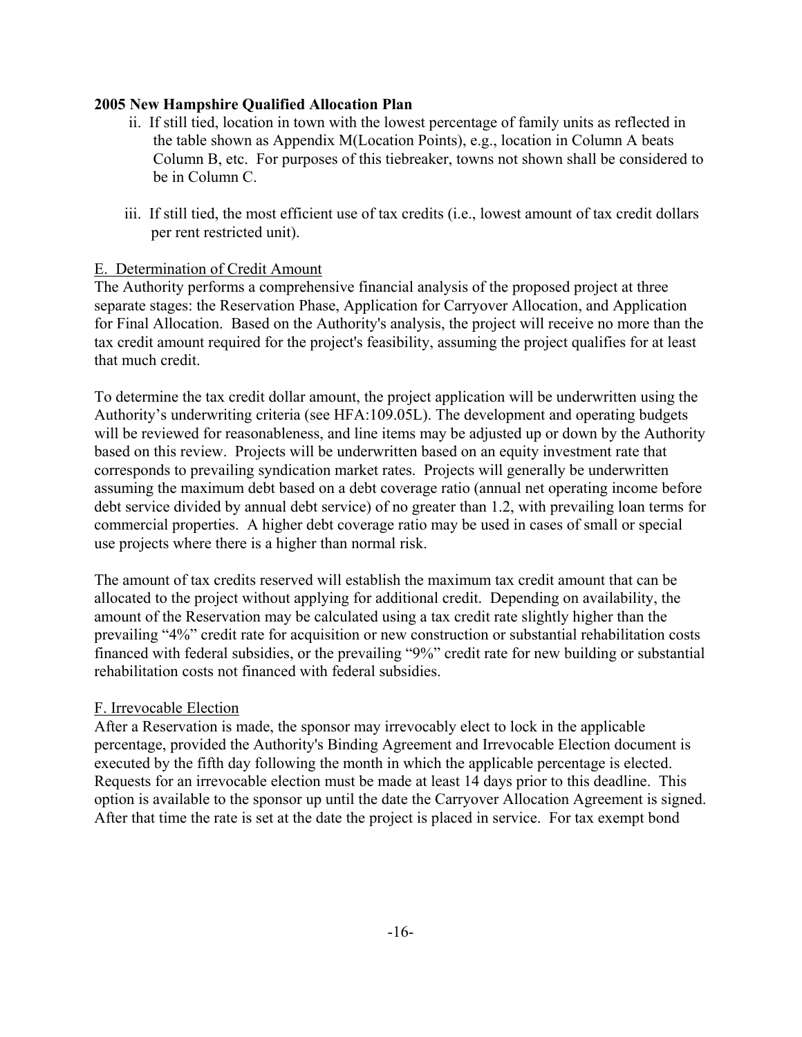ii. If still tied, location in town with the lowest percentage of family units as reflected in the table shown as Appendix M(Location Points), e.g., location in Column A beats Column B, etc. For purposes of this tiebreaker, towns not shown shall be considered to be in Column C.

iii. If still tied, the most efficient use of tax credits (i.e., lowest amount of tax credit dollars per rent restricted unit).

E. Determination of Credit Amount

The Authority performs a comprehensive financial analysis of the proposed project at three separate stages: the Reservation Phase, Application for Carryover Allocation, and Application for Final Allocation. Based on the Authority's analysis, the project will receive no more than the tax credit amount required for the project's feasibility, assuming the project qualifies for at least that much credit.

To determine the tax credit dollar amount, the project application will be underwritten using the Authority's underwriting criteria (see HFA:109.05L). The development and operating budgets will be reviewed for reasonableness, and line items may be adjusted up or down by the Authority based on this review. Projects will be underwritten based on an equity investment rate that corresponds to prevailing syndication market rates. Projects will generally be underwritten assuming the maximum debt based on a debt coverage ratio (annual net operating income before debt service divided by annual debt service) of no greater than 1.2, with prevailing loan terms for commercial properties. A higher debt coverage ratio may be used in cases of small or special use projects where there is a higher than normal risk.

The amount of tax credits reserved will establish the maximum tax credit amount that can be allocated to the project without applying for additional credit. Depending on availability, the amount of the Reservation may be calculated using a tax credit rate slightly higher than the prevailing "4%" credit rate for acquisition or new construction or substantial rehabilitation costs financed with federal subsidies, or the prevailing "9%" credit rate for new building or substantial rehabilitation costs not financed with federal subsidies.

F. Irrevocable Election

After a Reservation is made, the sponsor may irrevocably elect to lock in the applicable percentage, provided the Authority's Binding Agreement and Irrevocable Election document is executed by the fifth day following the month in which the applicable percentage is elected. Requests for an irrevocable election must be made at least 14 days prior to this deadline. This option is available to the sponsor up until the date the Carryover Allocation Agreement is signed. After that time the rate is set at the date the project is placed in service. For tax exempt bond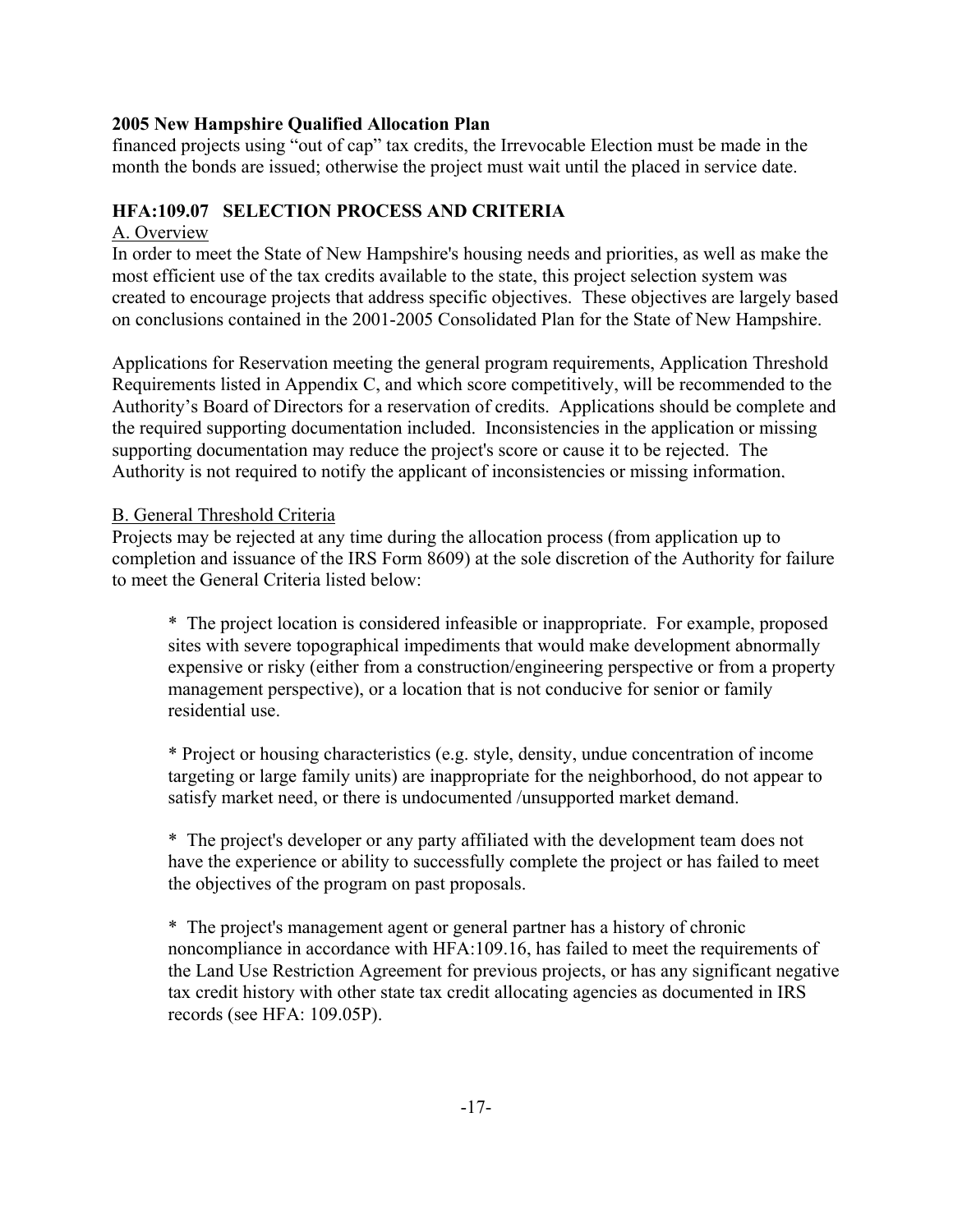financed projects using "out of cap" tax credits, the Irrevocable Election must be made in the month the bonds are issued; otherwise the project must wait until the placed in service date.

## HFA:109.07 SELECTION PROCESS AND CRITERIA

A. Overview

In order to meet the State of New Hampshire's housing needs and priorities, as well as make the most efficient use of the tax credits available to the state, this project selection system was created to encourage projects that address specific objectives. These objectives are largely based on conclusions contained in the 2001-2005 Consolidated Plan for the State of New Hampshire.

Applications for Reservation meeting the general program requirements, Application Threshold Requirements listed in Appendix C, and which score competitively, will be recommended to the Authority's Board of Directors for a reservation of credits. Applications should be complete and the required supporting documentation included. Inconsistencies in the application or missing supporting documentation may reduce the project's score or cause it to be rejected. The Authority is not required to notify the applicant of inconsistencies or missing information.

B. General Threshold Criteria

Projects may be rejected at any time during the allocation process (from application up to completion and issuance of the IRS Form 8609) at the sole discretion of the Authority for failure to meet the General Criteria listed below:

* The project location is considered infeasible or inappropriate. For example, proposed sites with severe topographical impediments that would make development abnormally expensive or risky (either from a construction/engineering perspective or from a property management perspective), or a location that is not conducive for senior or family residential use.

* Project or housing characteristics (e.g. style, density, undue concentration of income targeting or large family units) are inappropriate for the neighborhood, do not appear to satisfy market need, or there is undocumented /unsupported market demand.

* The project's developer or any party affiliated with the development team does not have the experience or ability to successfully complete the project or has failed to meet the objectives of the program on past proposals.

* The project's management agent or general partner has a history of chronic noncompliance in accordance with HFA:109.16, has failed to meet the requirements of the Land Use Restriction Agreement for previous projects, or has any significant negative tax credit history with other state tax credit allocating agencies as documented in IRS records (see HFA: 109.05P).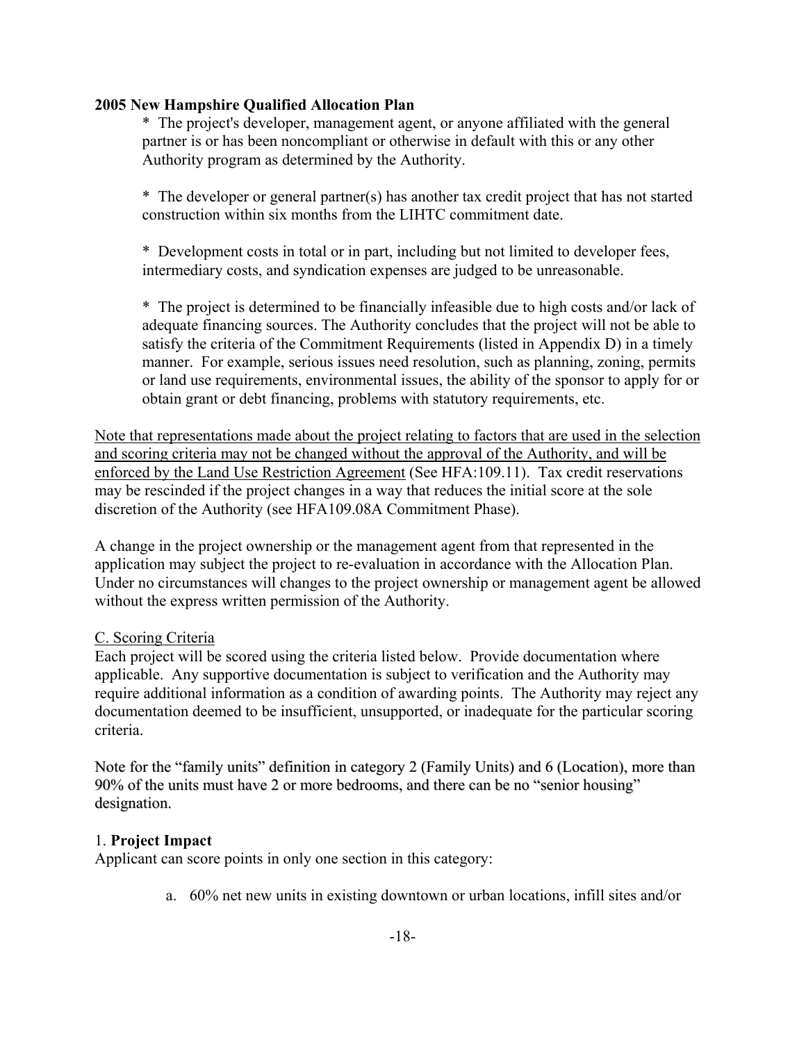* The project's developer, management agent, or anyone affiliated with the general partner is or has been noncompliant or otherwise in default with this or any other Authority program as determined by the Authority.

* The developer or general partner(s) has another tax credit project that has not started construction within six months from the LIHTC commitment date.

* Development costs in total or in part, including but not limited to developer fees, intermediary costs, and syndication expenses are judged to be unreasonable.

* The project is determined to be financially infeasible due to high costs and/or lack of adequate financing sources. The Authority concludes that the project will not be able to satisfy the criteria of the Commitment Requirements (listed in Appendix D) in a timely manner. For example, serious issues need resolution, such as planning, zoning, permits or land use requirements, environmental issues, the ability of the sponsor to apply for or obtain grant or debt financing, problems with statutory requirements, etc.

<u>Note that representations made about the project relating to factors that are used in the selection and scoring criteria may not be changed without the approval of the Authority, and will be enforced by the Land Use Restriction Agreement</u> (See HFA:109.11). Tax credit reservations may be rescinded if the project changes in a way that reduces the initial score at the sole discretion of the Authority (see HFA109.08A Commitment Phase).

A change in the project ownership or the management agent from that represented in the application may subject the project to re-evaluation in accordance with the Allocation Plan. Under no circumstances will changes to the project ownership or management agent be allowed without the express written permission of the Authority.

<u>C. Scoring Criteria</u>

Each project will be scored using the criteria listed below. Provide documentation where applicable. Any supportive documentation is subject to verification and the Authority may require additional information as a condition of awarding points. The Authority may reject any documentation deemed to be insufficient, unsupported, or inadequate for the particular scoring criteria.

Note for the "family units" definition in category 2 (Family Units) and 6 (Location), more than 90% of the units must have 2 or more bedrooms, and there can be no "senior housing" designation.

1. **Project Impact**

Applicant can score points in only one section in this category:

a. 60% net new units in existing downtown or urban locations, infill sites and/or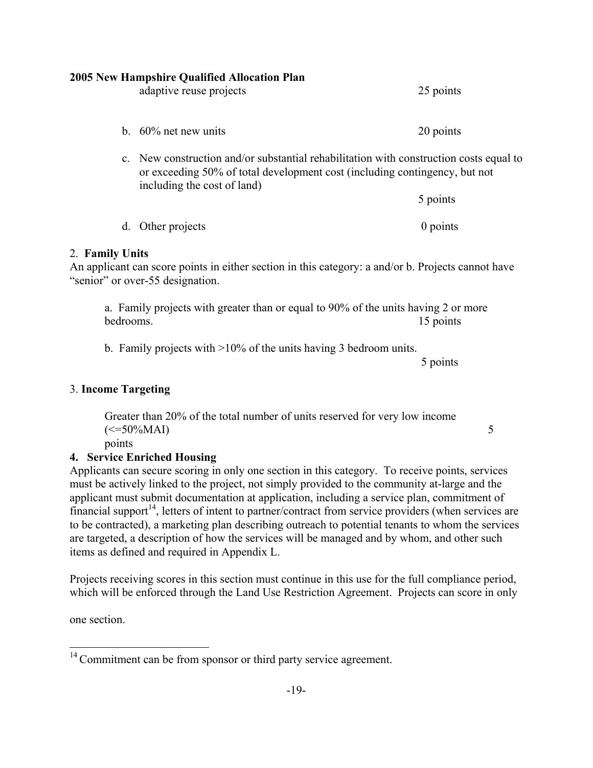adaptive reuse projects 25 points

b. 60% net new units 20 points

c. New construction and/or substantial rehabilitation with construction costs equal to or exceeding 50% of total development cost (including contingency, but not including the cost of land)

5 points

d. Other projects 0 points

2. **Family Units**

An applicant can score points in either section in this category: a and/or b. Projects cannot have "senior" or over-55 designation.

a. Family projects with greater than or equal to 90% of the units having 2 or more bedrooms. 15 points

b. Family projects with >10% of the units having 3 bedroom units.

5 points

3. **Income Targeting**

Greater than 20% of the total number of units reserved for very low income (<=50%MAI) 5 points

**4. Service Enriched Housing**

Applicants can secure scoring in only one section in this category. To receive points, services must be actively linked to the project, not simply provided to the community at-large and the applicant must submit documentation at application, including a service plan, commitment of financial support[14], letters of intent to partner/contract from service providers (when services are to be contracted), a marketing plan describing outreach to potential tenants to whom the services are targeted, a description of how the services will be managed and by whom, and other such items as defined and required in Appendix L.

Projects receiving scores in this section must continue in this use for the full compliance period, which will be enforced through the Land Use Restriction Agreement. Projects can score in only one section.

[14] Commitment can be from sponsor or third party service agreement.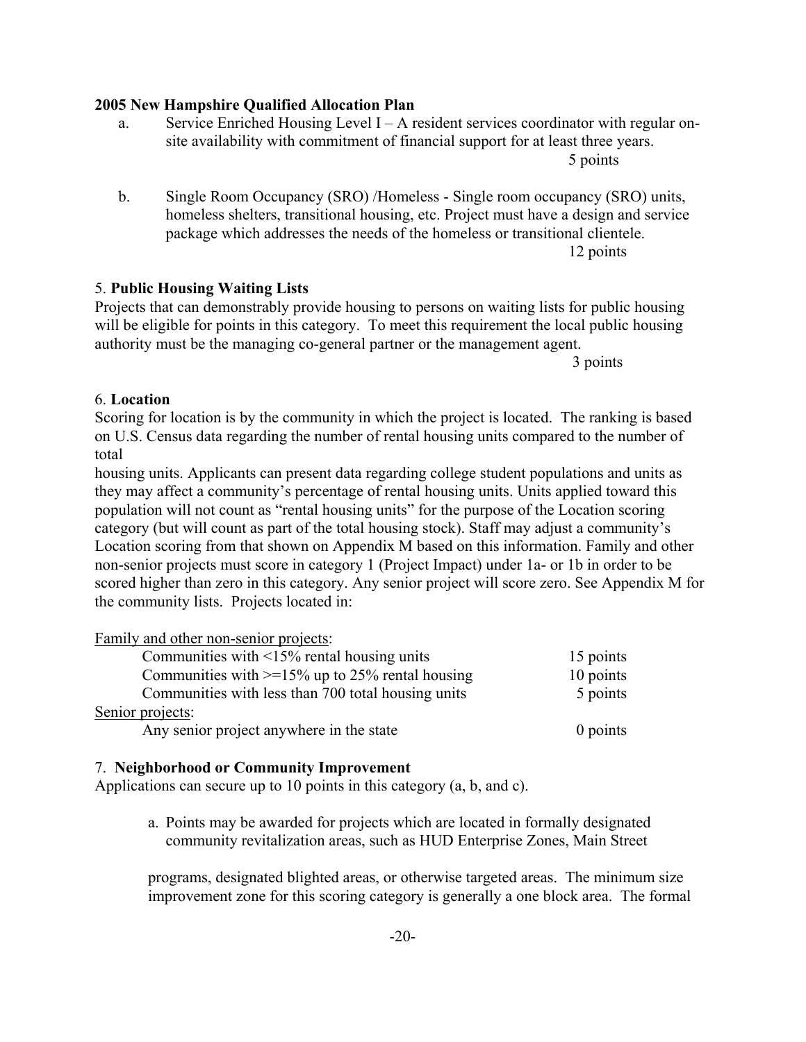**2005 New Hampshire Qualified Allocation Plan**

a. Service Enriched Housing Level I – A resident services coordinator with regular on-site availability with commitment of financial support for at least three years.
5 points

b. Single Room Occupancy (SRO) /Homeless - Single room occupancy (SRO) units, homeless shelters, transitional housing, etc. Project must have a design and service package which addresses the needs of the homeless or transitional clientele.
12 points

5. **Public Housing Waiting Lists**

Projects that can demonstrably provide housing to persons on waiting lists for public housing will be eligible for points in this category. To meet this requirement the local public housing authority must be the managing co-general partner or the management agent.
3 points

6. **Location**

Scoring for location is by the community in which the project is located. The ranking is based on U.S. Census data regarding the number of rental housing units compared to the number of total housing units. Applicants can present data regarding college student populations and units as they may affect a community's percentage of rental housing units. Units applied toward this population will not count as "rental housing units" for the purpose of the Location scoring category (but will count as part of the total housing stock). Staff may adjust a community's Location scoring from that shown on Appendix M based on this information. Family and other non-senior projects must score in category 1 (Project Impact) under 1a- or 1b in order to be scored higher than zero in this category. Any senior project will score zero. See Appendix M for the community lists. Projects located in:

| Family and other non-senior projects: | |
|---|---|
| Communities with <15% rental housing units | 15 points |
| Communities with >=15% up to 25% rental housing | 10 points |
| Communities with less than 700 total housing units | 5 points |
| Senior projects: | |
| Any senior project anywhere in the state | 0 points |

7. **Neighborhood or Community Improvement**

Applications can secure up to 10 points in this category (a, b, and c).

a. Points may be awarded for projects which are located in formally designated community revitalization areas, such as HUD Enterprise Zones, Main Street programs, designated blighted areas, or otherwise targeted areas. The minimum size improvement zone for this scoring category is generally a one block area. The formal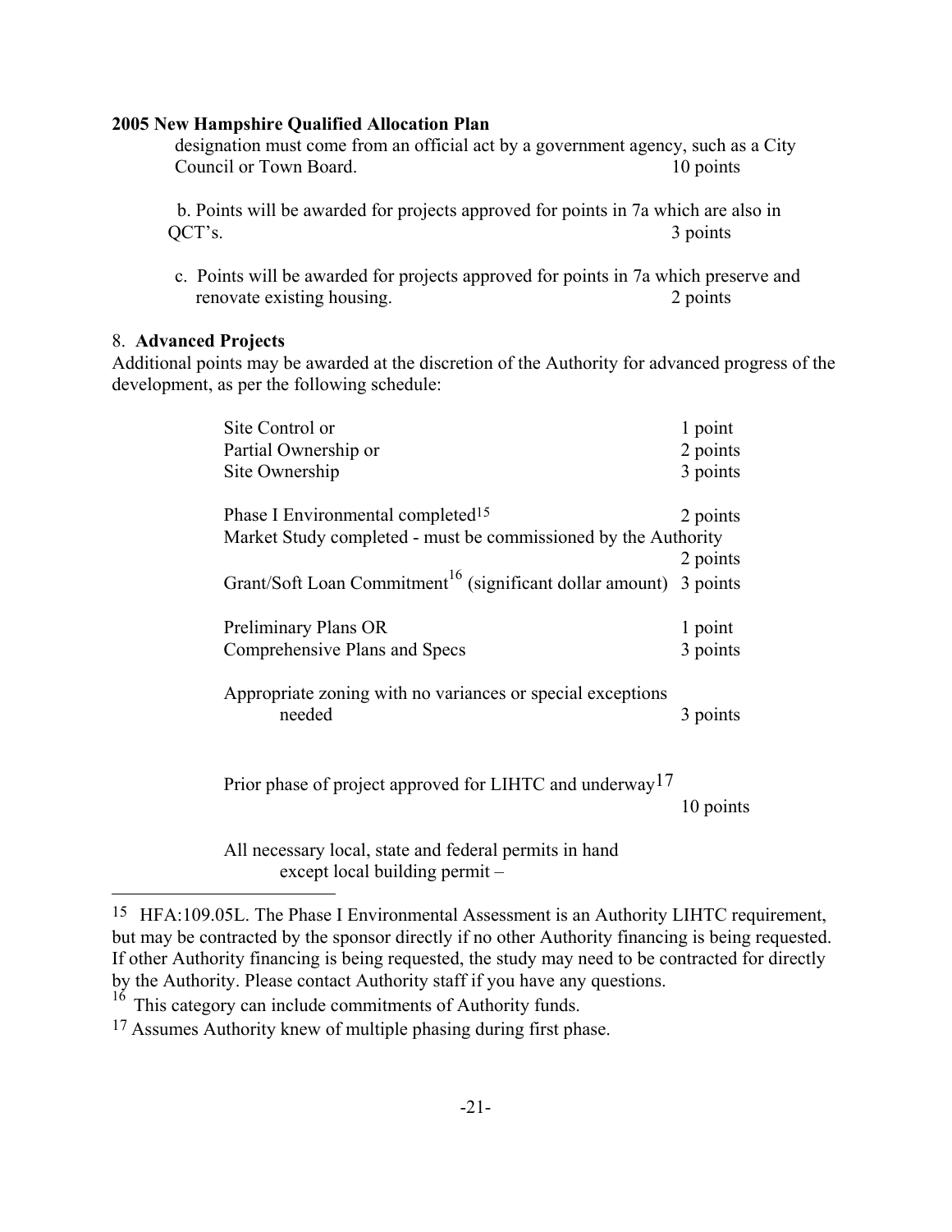designation must come from an official act by a government agency, such as a City Council or Town Board. 10 points

b. Points will be awarded for projects approved for points in 7a which are also in QCT's. 3 points

c. Points will be awarded for projects approved for points in 7a which preserve and renovate existing housing. 2 points

8. **Advanced Projects**

Additional points may be awarded at the discretion of the Authority for advanced progress of the development, as per the following schedule:

| | |
|---|---|
| Site Control or | 1 point |
| Partial Ownership or | 2 points |
| Site Ownership | 3 points |
| Phase I Environmental completed[15] | 2 points |
| Market Study completed - must be commissioned by the Authority | 2 points |
| Grant/Soft Loan Commitment[16] (significant dollar amount) | 3 points |
| Preliminary Plans OR | 1 point |
| Comprehensive Plans and Specs | 3 points |
| Appropriate zoning with no variances or special exceptions needed | 3 points |
| Prior phase of project approved for LIHTC and underway[17] | 10 points |
| All necessary local, state and federal permits in hand except local building permit – | |

---

[15] HFA:109.05L. The Phase I Environmental Assessment is an Authority LIHTC requirement, but may be contracted by the sponsor directly if no other Authority financing is being requested. If other Authority financing is being requested, the study may need to be contracted for directly by the Authority. Please contact Authority staff if you have any questions.

[16] This category can include commitments of Authority funds.

[17] Assumes Authority knew of multiple phasing during first phase.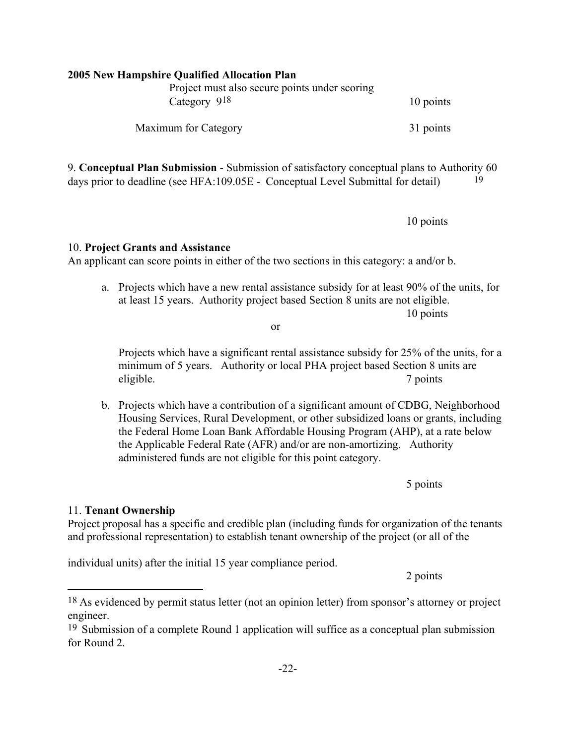Project must also secure points under scoring Category 9[18] 10 points

Maximum for Category 31 points

9. **Conceptual Plan Submission** - Submission of satisfactory conceptual plans to Authority 60 days prior to deadline (see HFA:109.05E - Conceptual Level Submittal for detail) [19]

10 points

10. **Project Grants and Assistance**

An applicant can score points in either of the two sections in this category: a and/or b.

a. Projects which have a new rental assistance subsidy for at least 90% of the units, for at least 15 years. Authority project based Section 8 units are not eligible.

10 points

or

Projects which have a significant rental assistance subsidy for 25% of the units, for a minimum of 5 years. Authority or local PHA project based Section 8 units are eligible. 7 points

b. Projects which have a contribution of a significant amount of CDBG, Neighborhood Housing Services, Rural Development, or other subsidized loans or grants, including the Federal Home Loan Bank Affordable Housing Program (AHP), at a rate below the Applicable Federal Rate (AFR) and/or are non-amortizing. Authority administered funds are not eligible for this point category.

5 points

11. **Tenant Ownership**

Project proposal has a specific and credible plan (including funds for organization of the tenants and professional representation) to establish tenant ownership of the project (or all of the individual units) after the initial 15 year compliance period.

2 points

---

[18] As evidenced by permit status letter (not an opinion letter) from sponsor's attorney or project engineer.

[19] Submission of a complete Round 1 application will suffice as a conceptual plan submission for Round 2.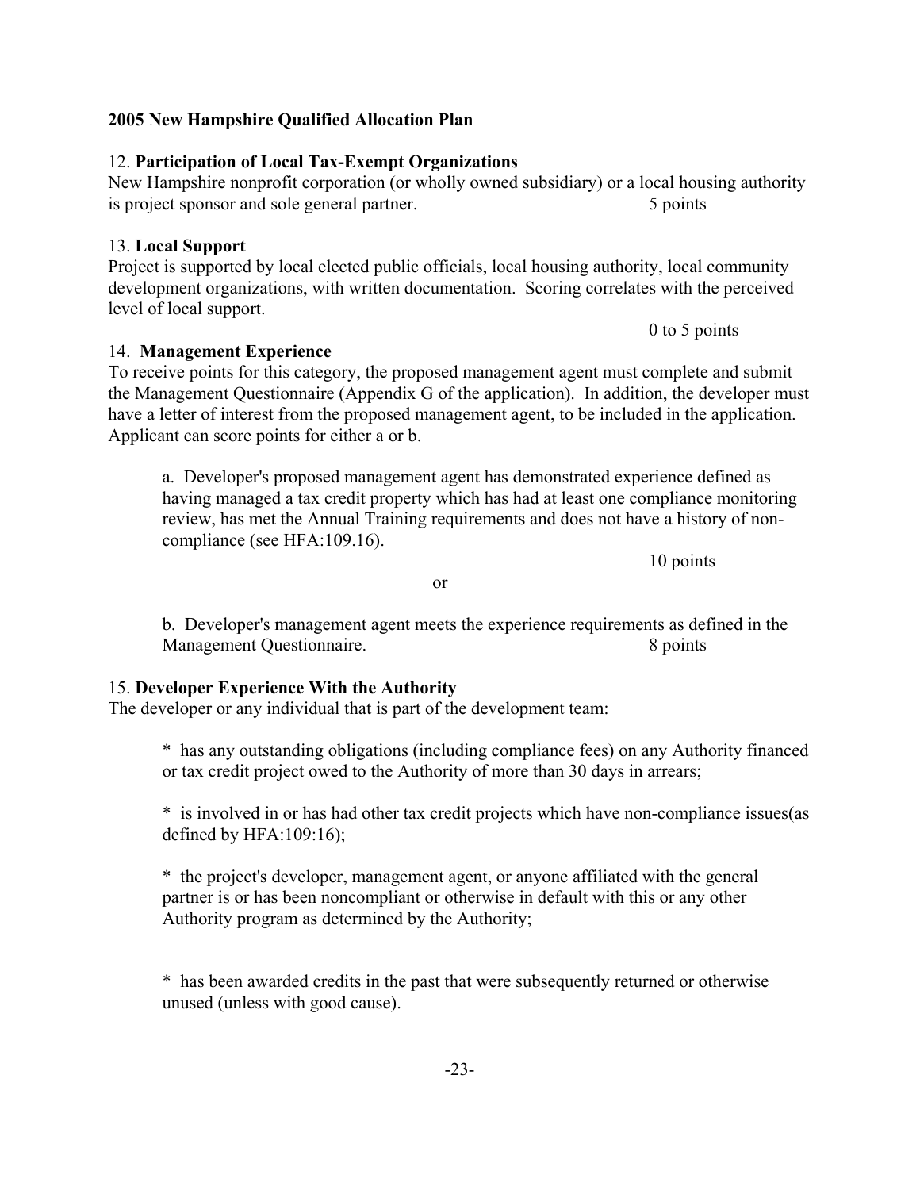**2005 New Hampshire Qualified Allocation Plan**

12. **Participation of Local Tax-Exempt Organizations**
New Hampshire nonprofit corporation (or wholly owned subsidiary) or a local housing authority is project sponsor and sole general partner. 5 points

13. **Local Support**
Project is supported by local elected public officials, local housing authority, local community development organizations, with written documentation. Scoring correlates with the perceived level of local support.

0 to 5 points

14. **Management Experience**
To receive points for this category, the proposed management agent must complete and submit the Management Questionnaire (Appendix G of the application). In addition, the developer must have a letter of interest from the proposed management agent, to be included in the application. Applicant can score points for either a or b.

a. Developer's proposed management agent has demonstrated experience defined as having managed a tax credit property which has had at least one compliance monitoring review, has met the Annual Training requirements and does not have a history of non-compliance (see HFA:109.16).

10 points

or

b. Developer's management agent meets the experience requirements as defined in the Management Questionnaire. 8 points

15. **Developer Experience With the Authority**
The developer or any individual that is part of the development team:

* has any outstanding obligations (including compliance fees) on any Authority financed or tax credit project owed to the Authority of more than 30 days in arrears;

* is involved in or has had other tax credit projects which have non-compliance issues(as defined by HFA:109:16);

* the project's developer, management agent, or anyone affiliated with the general partner is or has been noncompliant or otherwise in default with this or any other Authority program as determined by the Authority;

* has been awarded credits in the past that were subsequently returned or otherwise unused (unless with good cause).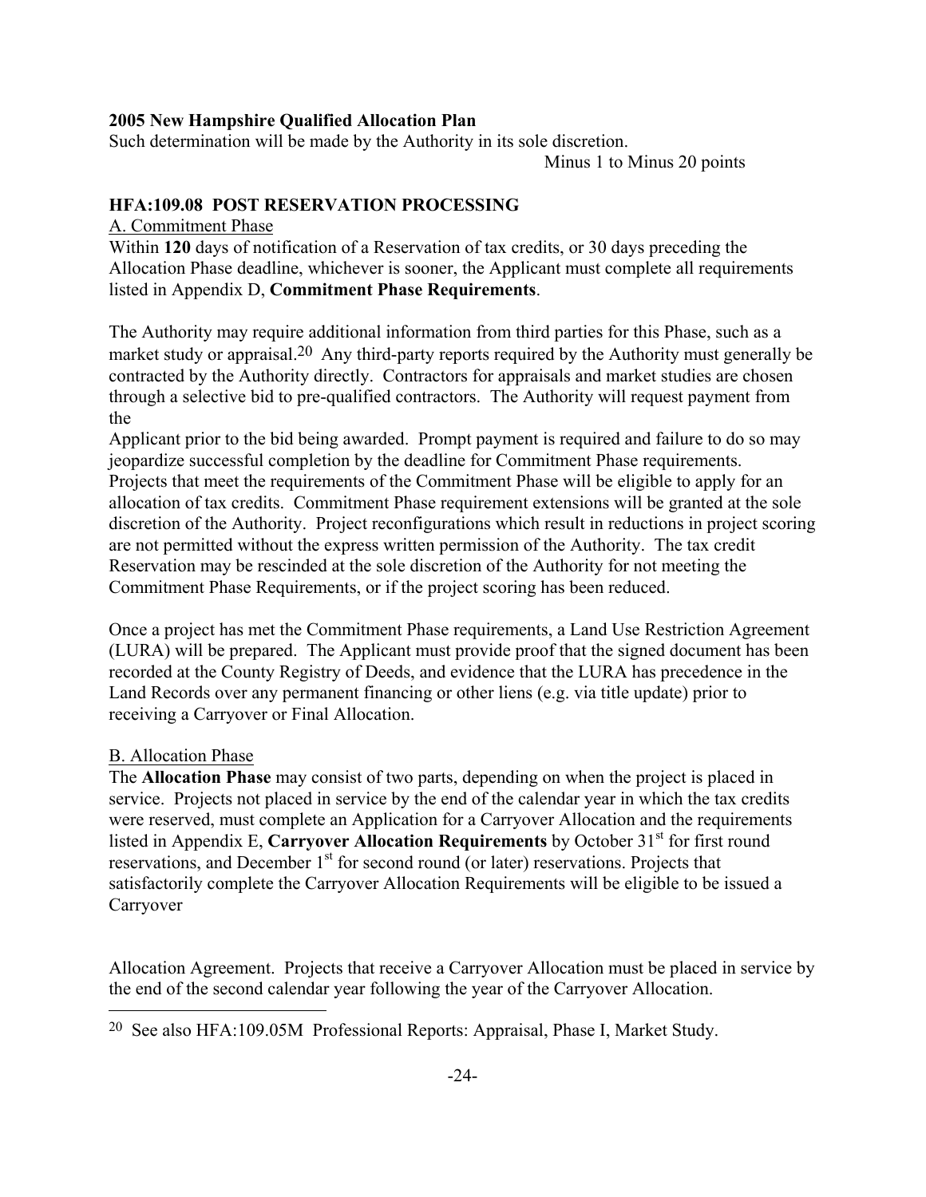Such determination will be made by the Authority in its sole discretion.

Minus 1 to Minus 20 points

## HFA:109.08 POST RESERVATION PROCESSING

A. Commitment Phase

Within **120** days of notification of a Reservation of tax credits, or 30 days preceding the Allocation Phase deadline, whichever is sooner, the Applicant must complete all requirements listed in Appendix D, **Commitment Phase Requirements**.

The Authority may require additional information from third parties for this Phase, such as a market study or appraisal.[20] Any third-party reports required by the Authority must generally be contracted by the Authority directly. Contractors for appraisals and market studies are chosen through a selective bid to pre-qualified contractors. The Authority will request payment from the Applicant prior to the bid being awarded. Prompt payment is required and failure to do so may jeopardize successful completion by the deadline for Commitment Phase requirements. Projects that meet the requirements of the Commitment Phase will be eligible to apply for an allocation of tax credits. Commitment Phase requirement extensions will be granted at the sole discretion of the Authority. Project reconfigurations which result in reductions in project scoring are not permitted without the express written permission of the Authority. The tax credit Reservation may be rescinded at the sole discretion of the Authority for not meeting the Commitment Phase Requirements, or if the project scoring has been reduced.

Once a project has met the Commitment Phase requirements, a Land Use Restriction Agreement (LURA) will be prepared. The Applicant must provide proof that the signed document has been recorded at the County Registry of Deeds, and evidence that the LURA has precedence in the Land Records over any permanent financing or other liens (e.g. via title update) prior to receiving a Carryover or Final Allocation.

B. Allocation Phase

The **Allocation Phase** may consist of two parts, depending on when the project is placed in service. Projects not placed in service by the end of the calendar year in which the tax credits were reserved, must complete an Application for a Carryover Allocation and the requirements listed in Appendix E, **Carryover Allocation Requirements** by October 31st for first round reservations, and December 1st for second round (or later) reservations. Projects that satisfactorily complete the Carryover Allocation Requirements will be eligible to be issued a Carryover Allocation Agreement. Projects that receive a Carryover Allocation must be placed in service by the end of the second calendar year following the year of the Carryover Allocation.

[20] See also HFA:109.05M Professional Reports: Appraisal, Phase I, Market Study.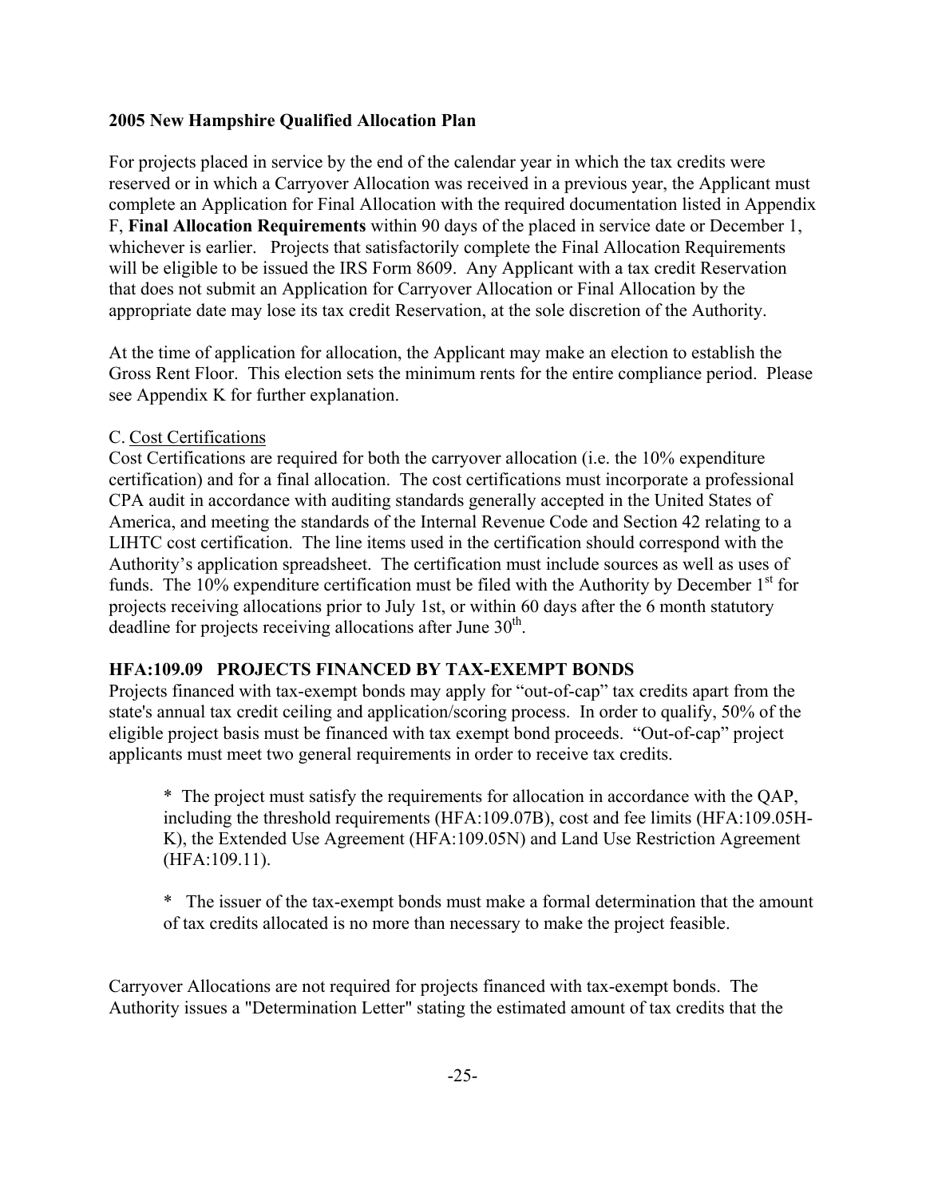**2005 New Hampshire Qualified Allocation Plan**

For projects placed in service by the end of the calendar year in which the tax credits were reserved or in which a Carryover Allocation was received in a previous year, the Applicant must complete an Application for Final Allocation with the required documentation listed in Appendix F, **Final Allocation Requirements** within 90 days of the placed in service date or December 1, whichever is earlier. Projects that satisfactorily complete the Final Allocation Requirements will be eligible to be issued the IRS Form 8609. Any Applicant with a tax credit Reservation that does not submit an Application for Carryover Allocation or Final Allocation by the appropriate date may lose its tax credit Reservation, at the sole discretion of the Authority.

At the time of application for allocation, the Applicant may make an election to establish the Gross Rent Floor. This election sets the minimum rents for the entire compliance period. Please see Appendix K for further explanation.

C. Cost Certifications

Cost Certifications are required for both the carryover allocation (i.e. the 10% expenditure certification) and for a final allocation. The cost certifications must incorporate a professional CPA audit in accordance with auditing standards generally accepted in the United States of America, and meeting the standards of the Internal Revenue Code and Section 42 relating to a LIHTC cost certification. The line items used in the certification should correspond with the Authority's application spreadsheet. The certification must include sources as well as uses of funds. The 10% expenditure certification must be filed with the Authority by December 1st for projects receiving allocations prior to July 1st, or within 60 days after the 6 month statutory deadline for projects receiving allocations after June 30th.

**HFA:109.09 PROJECTS FINANCED BY TAX-EXEMPT BONDS**

Projects financed with tax-exempt bonds may apply for "out-of-cap" tax credits apart from the state's annual tax credit ceiling and application/scoring process. In order to qualify, 50% of the eligible project basis must be financed with tax exempt bond proceeds. "Out-of-cap" project applicants must meet two general requirements in order to receive tax credits.

* The project must satisfy the requirements for allocation in accordance with the QAP, including the threshold requirements (HFA:109.07B), cost and fee limits (HFA:109.05H-K), the Extended Use Agreement (HFA:109.05N) and Land Use Restriction Agreement (HFA:109.11).

* The issuer of the tax-exempt bonds must make a formal determination that the amount of tax credits allocated is no more than necessary to make the project feasible.

Carryover Allocations are not required for projects financed with tax-exempt bonds. The Authority issues a "Determination Letter" stating the estimated amount of tax credits that the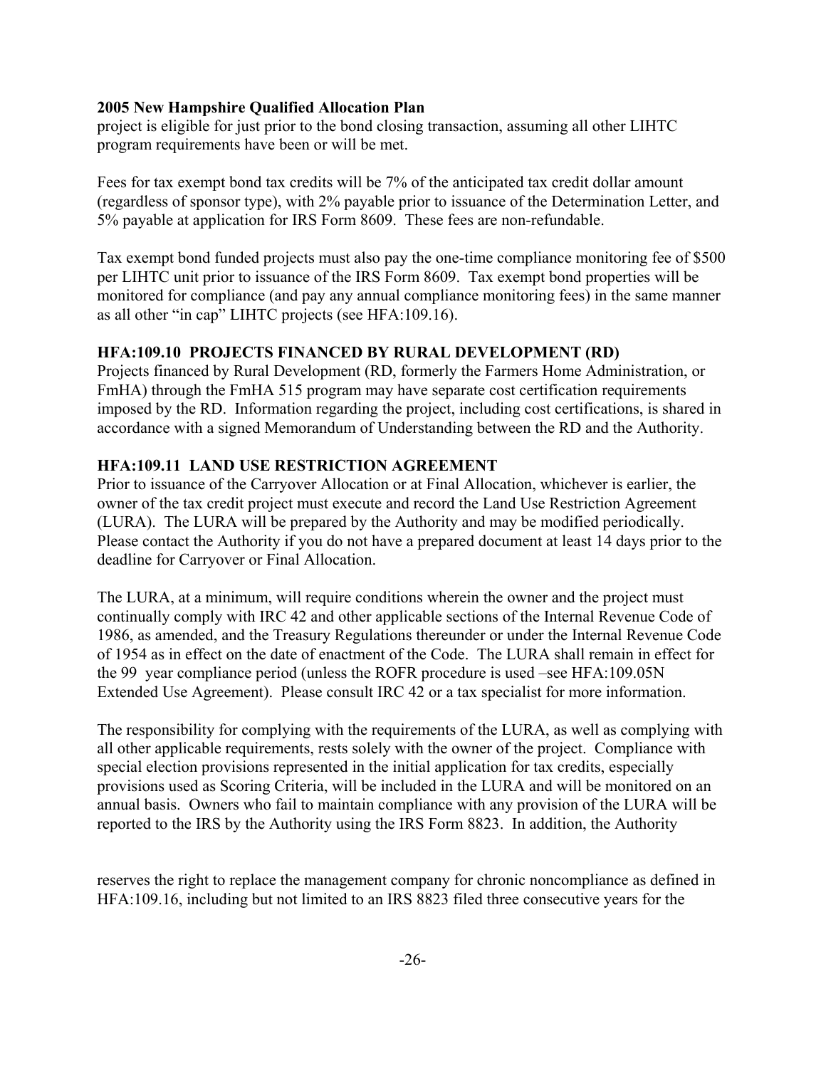project is eligible for just prior to the bond closing transaction, assuming all other LIHTC program requirements have been or will be met.

Fees for tax exempt bond tax credits will be 7% of the anticipated tax credit dollar amount (regardless of sponsor type), with 2% payable prior to issuance of the Determination Letter, and 5% payable at application for IRS Form 8609. These fees are non-refundable.

Tax exempt bond funded projects must also pay the one-time compliance monitoring fee of $500 per LIHTC unit prior to issuance of the IRS Form 8609. Tax exempt bond properties will be monitored for compliance (and pay any annual compliance monitoring fees) in the same manner as all other "in cap" LIHTC projects (see HFA:109.16).

### HFA:109.10 PROJECTS FINANCED BY RURAL DEVELOPMENT (RD)

Projects financed by Rural Development (RD, formerly the Farmers Home Administration, or FmHA) through the FmHA 515 program may have separate cost certification requirements imposed by the RD. Information regarding the project, including cost certifications, is shared in accordance with a signed Memorandum of Understanding between the RD and the Authority.

### HFA:109.11 LAND USE RESTRICTION AGREEMENT

Prior to issuance of the Carryover Allocation or at Final Allocation, whichever is earlier, the owner of the tax credit project must execute and record the Land Use Restriction Agreement (LURA). The LURA will be prepared by the Authority and may be modified periodically. Please contact the Authority if you do not have a prepared document at least 14 days prior to the deadline for Carryover or Final Allocation.

The LURA, at a minimum, will require conditions wherein the owner and the project must continually comply with IRC 42 and other applicable sections of the Internal Revenue Code of 1986, as amended, and the Treasury Regulations thereunder or under the Internal Revenue Code of 1954 as in effect on the date of enactment of the Code. The LURA shall remain in effect for the 99 year compliance period (unless the ROFR procedure is used –see HFA:109.05N Extended Use Agreement). Please consult IRC 42 or a tax specialist for more information.

The responsibility for complying with the requirements of the LURA, as well as complying with all other applicable requirements, rests solely with the owner of the project. Compliance with special election provisions represented in the initial application for tax credits, especially provisions used as Scoring Criteria, will be included in the LURA and will be monitored on an annual basis. Owners who fail to maintain compliance with any provision of the LURA will be reported to the IRS by the Authority using the IRS Form 8823. In addition, the Authority

reserves the right to replace the management company for chronic noncompliance as defined in HFA:109.16, including but not limited to an IRS 8823 filed three consecutive years for the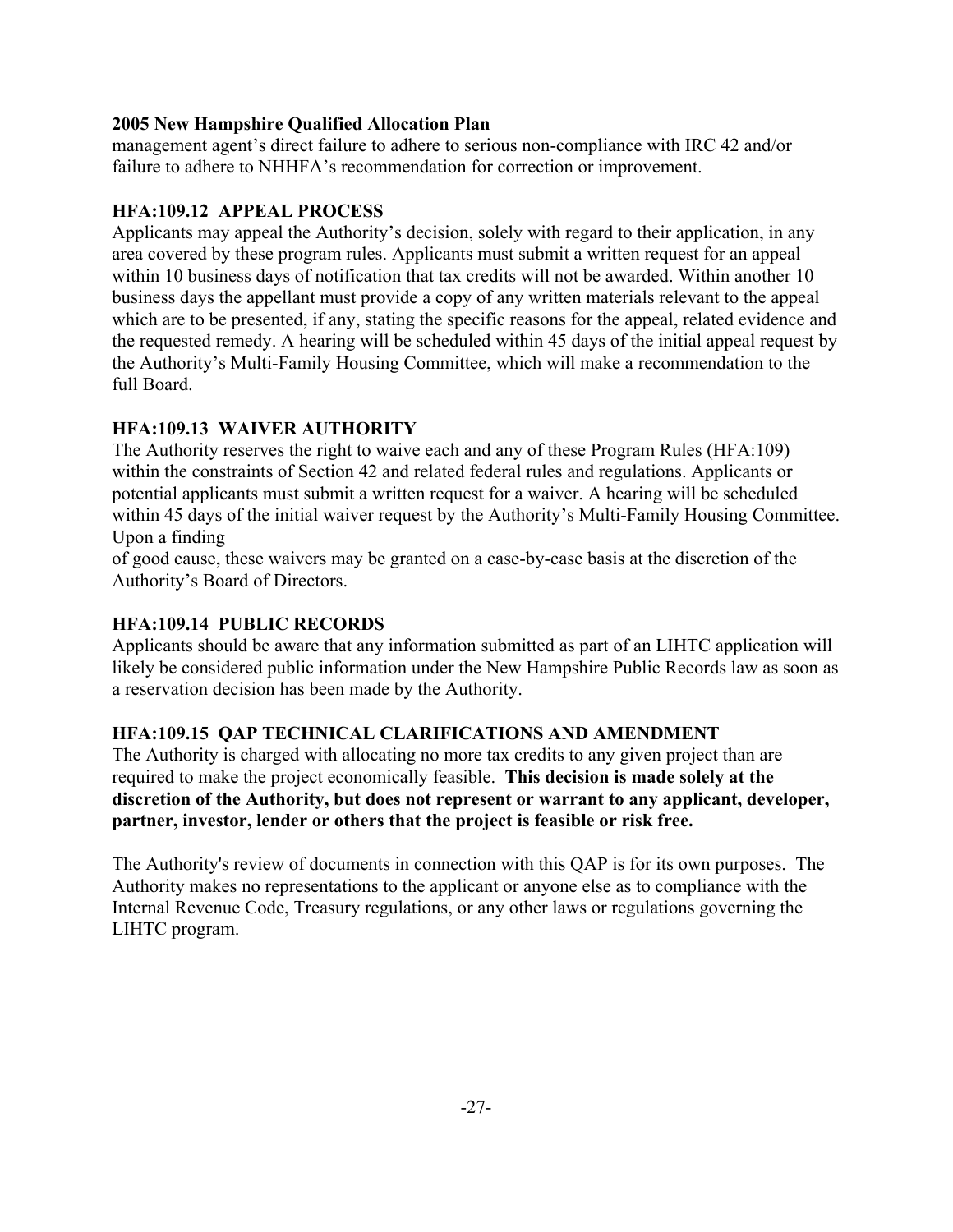management agent's direct failure to adhere to serious non-compliance with IRC 42 and/or failure to adhere to NHHFA's recommendation for correction or improvement.

### HFA:109.12 APPEAL PROCESS

Applicants may appeal the Authority's decision, solely with regard to their application, in any area covered by these program rules. Applicants must submit a written request for an appeal within 10 business days of notification that tax credits will not be awarded. Within another 10 business days the appellant must provide a copy of any written materials relevant to the appeal which are to be presented, if any, stating the specific reasons for the appeal, related evidence and the requested remedy. A hearing will be scheduled within 45 days of the initial appeal request by the Authority's Multi-Family Housing Committee, which will make a recommendation to the full Board.

### HFA:109.13 WAIVER AUTHORITY

The Authority reserves the right to waive each and any of these Program Rules (HFA:109) within the constraints of Section 42 and related federal rules and regulations. Applicants or potential applicants must submit a written request for a waiver. A hearing will be scheduled within 45 days of the initial waiver request by the Authority's Multi-Family Housing Committee. Upon a finding of good cause, these waivers may be granted on a case-by-case basis at the discretion of the Authority's Board of Directors.

### HFA:109.14 PUBLIC RECORDS

Applicants should be aware that any information submitted as part of an LIHTC application will likely be considered public information under the New Hampshire Public Records law as soon as a reservation decision has been made by the Authority.

### HFA:109.15 QAP TECHNICAL CLARIFICATIONS AND AMENDMENT

The Authority is charged with allocating no more tax credits to any given project than are required to make the project economically feasible. **This decision is made solely at the discretion of the Authority, but does not represent or warrant to any applicant, developer, partner, investor, lender or others that the project is feasible or risk free.**

The Authority's review of documents in connection with this QAP is for its own purposes. The Authority makes no representations to the applicant or anyone else as to compliance with the Internal Revenue Code, Treasury regulations, or any other laws or regulations governing the LIHTC program.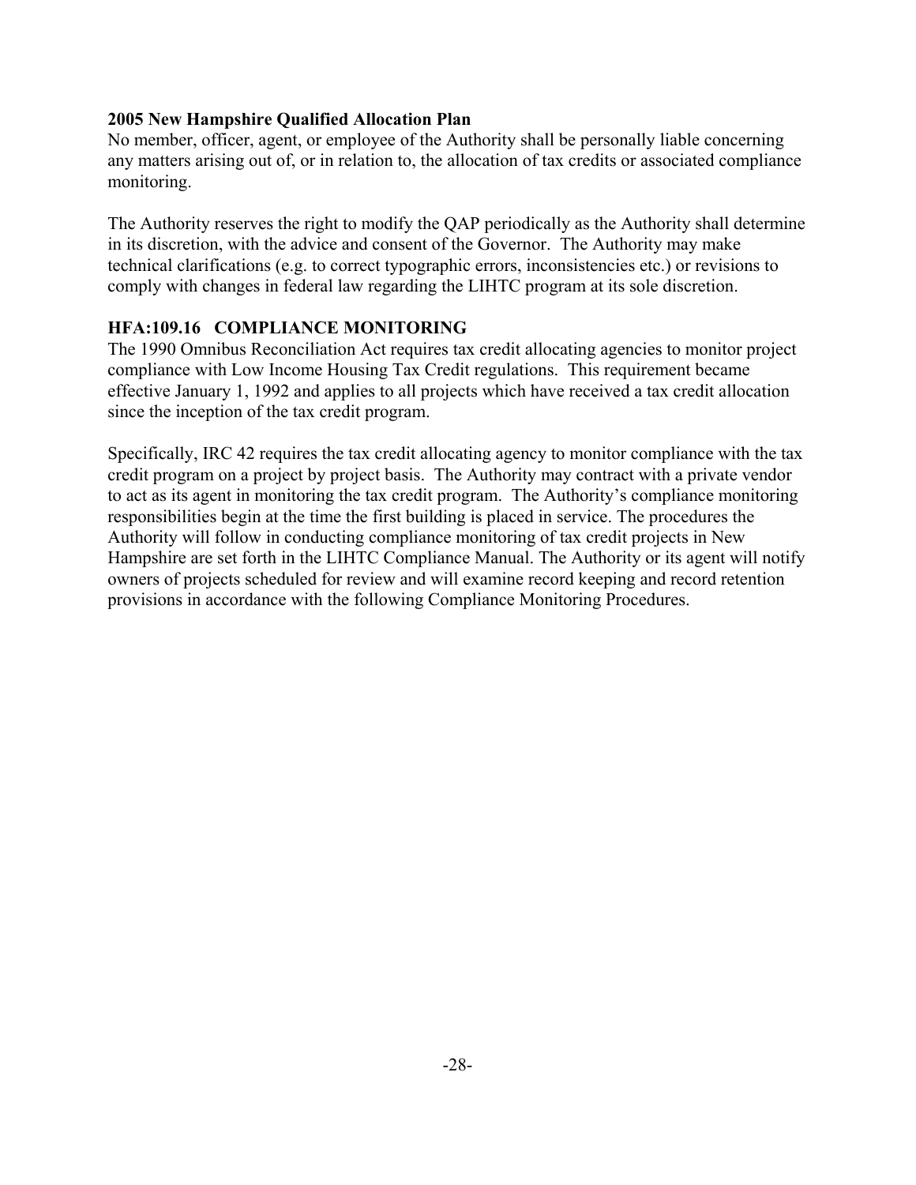No member, officer, agent, or employee of the Authority shall be personally liable concerning any matters arising out of, or in relation to, the allocation of tax credits or associated compliance monitoring.

The Authority reserves the right to modify the QAP periodically as the Authority shall determine in its discretion, with the advice and consent of the Governor. The Authority may make technical clarifications (e.g. to correct typographic errors, inconsistencies etc.) or revisions to comply with changes in federal law regarding the LIHTC program at its sole discretion.

## HFA:109.16 COMPLIANCE MONITORING

The 1990 Omnibus Reconciliation Act requires tax credit allocating agencies to monitor project compliance with Low Income Housing Tax Credit regulations. This requirement became effective January 1, 1992 and applies to all projects which have received a tax credit allocation since the inception of the tax credit program.

Specifically, IRC 42 requires the tax credit allocating agency to monitor compliance with the tax credit program on a project by project basis. The Authority may contract with a private vendor to act as its agent in monitoring the tax credit program. The Authority's compliance monitoring responsibilities begin at the time the first building is placed in service. The procedures the Authority will follow in conducting compliance monitoring of tax credit projects in New Hampshire are set forth in the LIHTC Compliance Manual. The Authority or its agent will notify owners of projects scheduled for review and will examine record keeping and record retention provisions in accordance with the following Compliance Monitoring Procedures.